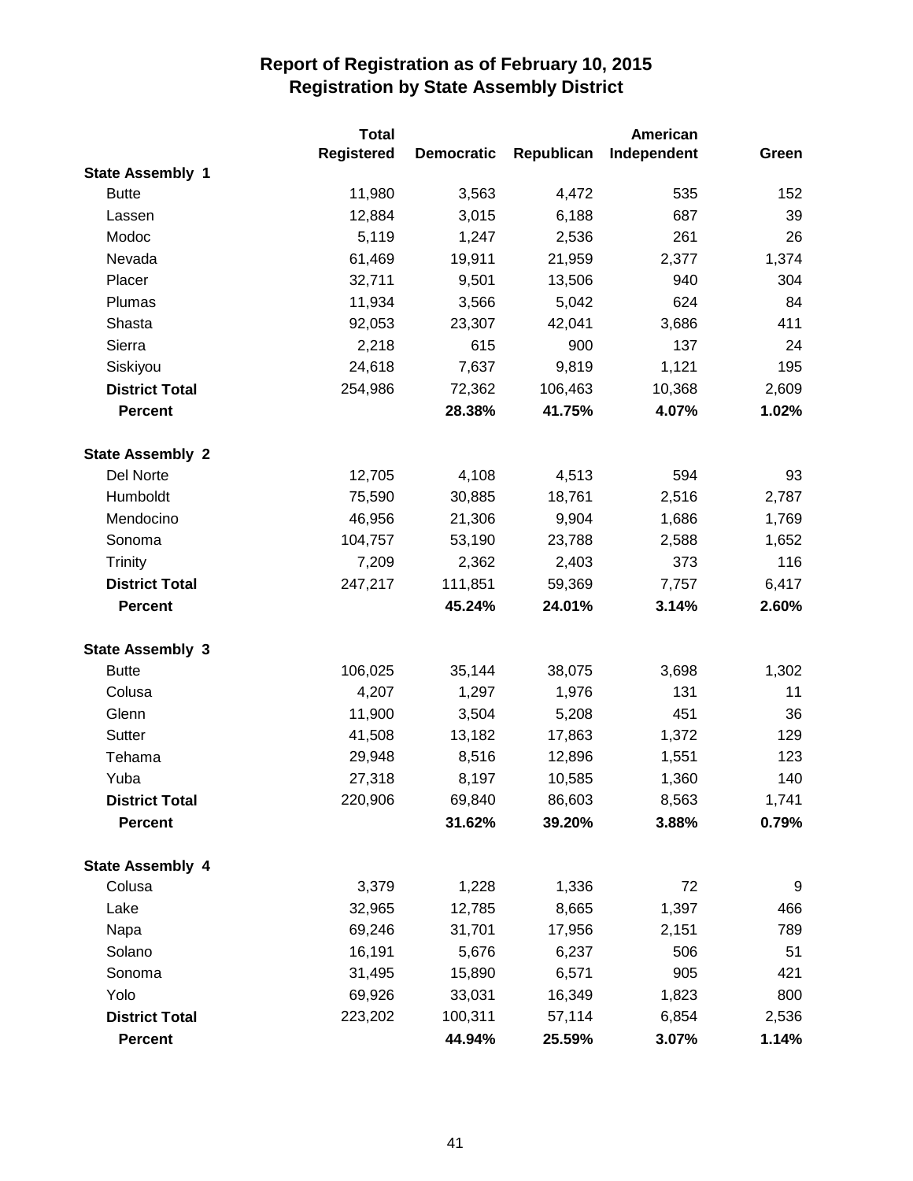# Report of Registration as of February 10, 2015
## Registration by State Assembly District

| | Total Registered | Democratic | Republican | American Independent | Green |
|---|---|---|---|---|---|
| **State Assembly 1** | | | | | |
| Butte | 11,980 | 3,563 | 4,472 | 535 | 152 |
| Lassen | 12,884 | 3,015 | 6,188 | 687 | 39 |
| Modoc | 5,119 | 1,247 | 2,536 | 261 | 26 |
| Nevada | 61,469 | 19,911 | 21,959 | 2,377 | 1,374 |
| Placer | 32,711 | 9,501 | 13,506 | 940 | 304 |
| Plumas | 11,934 | 3,566 | 5,042 | 624 | 84 |
| Shasta | 92,053 | 23,307 | 42,041 | 3,686 | 411 |
| Sierra | 2,218 | 615 | 900 | 137 | 24 |
| Siskiyou | 24,618 | 7,637 | 9,819 | 1,121 | 195 |
| **District Total** | 254,986 | 72,362 | 106,463 | 10,368 | 2,609 |
| **Percent** | | **28.38%** | **41.75%** | **4.07%** | **1.02%** |
| **State Assembly 2** | | | | | |
| Del Norte | 12,705 | 4,108 | 4,513 | 594 | 93 |
| Humboldt | 75,590 | 30,885 | 18,761 | 2,516 | 2,787 |
| Mendocino | 46,956 | 21,306 | 9,904 | 1,686 | 1,769 |
| Sonoma | 104,757 | 53,190 | 23,788 | 2,588 | 1,652 |
| Trinity | 7,209 | 2,362 | 2,403 | 373 | 116 |
| **District Total** | 247,217 | 111,851 | 59,369 | 7,757 | 6,417 |
| **Percent** | | **45.24%** | **24.01%** | **3.14%** | **2.60%** |
| **State Assembly 3** | | | | | |
| Butte | 106,025 | 35,144 | 38,075 | 3,698 | 1,302 |
| Colusa | 4,207 | 1,297 | 1,976 | 131 | 11 |
| Glenn | 11,900 | 3,504 | 5,208 | 451 | 36 |
| Sutter | 41,508 | 13,182 | 17,863 | 1,372 | 129 |
| Tehama | 29,948 | 8,516 | 12,896 | 1,551 | 123 |
| Yuba | 27,318 | 8,197 | 10,585 | 1,360 | 140 |
| **District Total** | 220,906 | 69,840 | 86,603 | 8,563 | 1,741 |
| **Percent** | | **31.62%** | **39.20%** | **3.88%** | **0.79%** |
| **State Assembly 4** | | | | | |
| Colusa | 3,379 | 1,228 | 1,336 | 72 | 9 |
| Lake | 32,965 | 12,785 | 8,665 | 1,397 | 466 |
| Napa | 69,246 | 31,701 | 17,956 | 2,151 | 789 |
| Solano | 16,191 | 5,676 | 6,237 | 506 | 51 |
| Sonoma | 31,495 | 15,890 | 6,571 | 905 | 421 |
| Yolo | 69,926 | 33,031 | 16,349 | 1,823 | 800 |
| **District Total** | 223,202 | 100,311 | 57,114 | 6,854 | 2,536 |
| **Percent** | | **44.94%** | **25.59%** | **3.07%** | **1.14%** |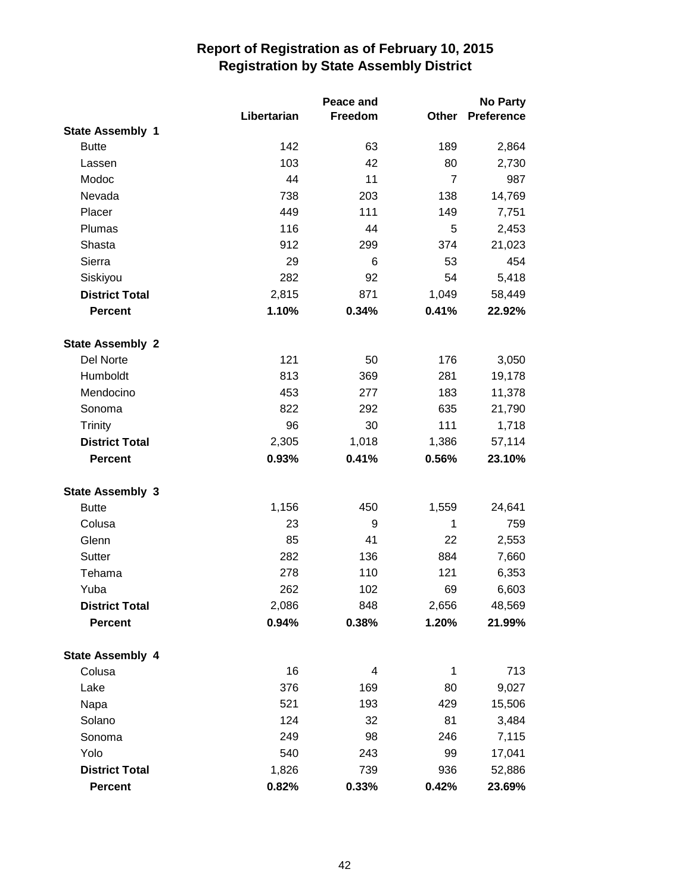# Report of Registration as of February 10, 2015
## Registration by State Assembly District

| | Libertarian | Peace and Freedom | Other | No Party Preference |
|---|---|---|---|---|
| **State Assembly 1** | | | | |
| Butte | 142 | 63 | 189 | 2,864 |
| Lassen | 103 | 42 | 80 | 2,730 |
| Modoc | 44 | 11 | 7 | 987 |
| Nevada | 738 | 203 | 138 | 14,769 |
| Placer | 449 | 111 | 149 | 7,751 |
| Plumas | 116 | 44 | 5 | 2,453 |
| Shasta | 912 | 299 | 374 | 21,023 |
| Sierra | 29 | 6 | 53 | 454 |
| Siskiyou | 282 | 92 | 54 | 5,418 |
| **District Total** | 2,815 | 871 | 1,049 | 58,449 |
| **Percent** | **1.10%** | **0.34%** | **0.41%** | **22.92%** |
| **State Assembly 2** | | | | |
| Del Norte | 121 | 50 | 176 | 3,050 |
| Humboldt | 813 | 369 | 281 | 19,178 |
| Mendocino | 453 | 277 | 183 | 11,378 |
| Sonoma | 822 | 292 | 635 | 21,790 |
| Trinity | 96 | 30 | 111 | 1,718 |
| **District Total** | 2,305 | 1,018 | 1,386 | 57,114 |
| **Percent** | **0.93%** | **0.41%** | **0.56%** | **23.10%** |
| **State Assembly 3** | | | | |
| Butte | 1,156 | 450 | 1,559 | 24,641 |
| Colusa | 23 | 9 | 1 | 759 |
| Glenn | 85 | 41 | 22 | 2,553 |
| Sutter | 282 | 136 | 884 | 7,660 |
| Tehama | 278 | 110 | 121 | 6,353 |
| Yuba | 262 | 102 | 69 | 6,603 |
| **District Total** | 2,086 | 848 | 2,656 | 48,569 |
| **Percent** | **0.94%** | **0.38%** | **1.20%** | **21.99%** |
| **State Assembly 4** | | | | |
| Colusa | 16 | 4 | 1 | 713 |
| Lake | 376 | 169 | 80 | 9,027 |
| Napa | 521 | 193 | 429 | 15,506 |
| Solano | 124 | 32 | 81 | 3,484 |
| Sonoma | 249 | 98 | 246 | 7,115 |
| Yolo | 540 | 243 | 99 | 17,041 |
| **District Total** | 1,826 | 739 | 936 | 52,886 |
| **Percent** | **0.82%** | **0.33%** | **0.42%** | **23.69%** |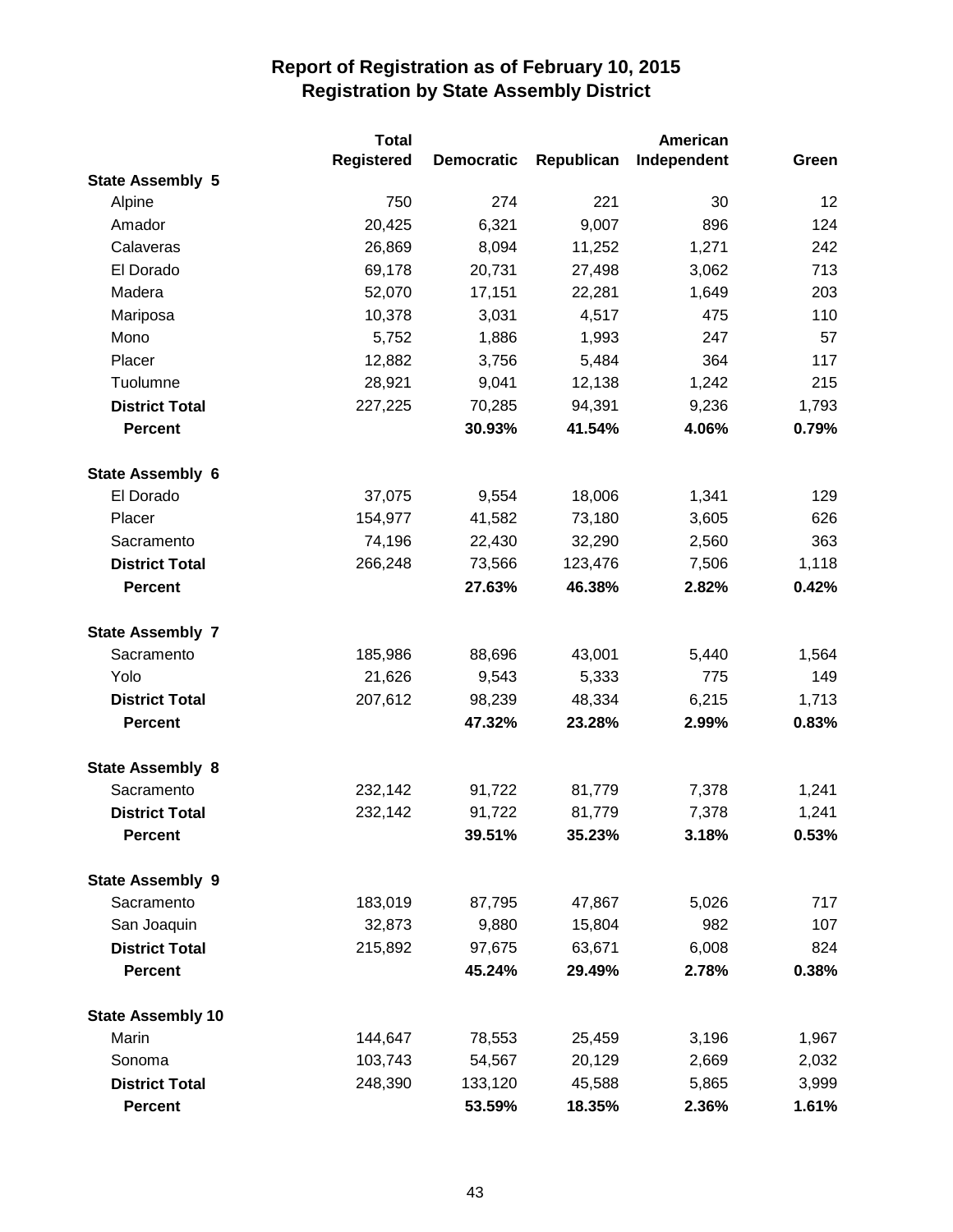# Report of Registration as of February 10, 2015
## Registration by State Assembly District

| | Total Registered | Democratic | Republican | American Independent | Green |
|---|---|---|---|---|---|
| **State Assembly 5** | | | | | |
| Alpine | 750 | 274 | 221 | 30 | 12 |
| Amador | 20,425 | 6,321 | 9,007 | 896 | 124 |
| Calaveras | 26,869 | 8,094 | 11,252 | 1,271 | 242 |
| El Dorado | 69,178 | 20,731 | 27,498 | 3,062 | 713 |
| Madera | 52,070 | 17,151 | 22,281 | 1,649 | 203 |
| Mariposa | 10,378 | 3,031 | 4,517 | 475 | 110 |
| Mono | 5,752 | 1,886 | 1,993 | 247 | 57 |
| Placer | 12,882 | 3,756 | 5,484 | 364 | 117 |
| Tuolumne | 28,921 | 9,041 | 12,138 | 1,242 | 215 |
| **District Total** | 227,225 | 70,285 | 94,391 | 9,236 | 1,793 |
| **Percent** | | **30.93%** | **41.54%** | **4.06%** | **0.79%** |
| **State Assembly 6** | | | | | |
| El Dorado | 37,075 | 9,554 | 18,006 | 1,341 | 129 |
| Placer | 154,977 | 41,582 | 73,180 | 3,605 | 626 |
| Sacramento | 74,196 | 22,430 | 32,290 | 2,560 | 363 |
| **District Total** | 266,248 | 73,566 | 123,476 | 7,506 | 1,118 |
| **Percent** | | **27.63%** | **46.38%** | **2.82%** | **0.42%** |
| **State Assembly 7** | | | | | |
| Sacramento | 185,986 | 88,696 | 43,001 | 5,440 | 1,564 |
| Yolo | 21,626 | 9,543 | 5,333 | 775 | 149 |
| **District Total** | 207,612 | 98,239 | 48,334 | 6,215 | 1,713 |
| **Percent** | | **47.32%** | **23.28%** | **2.99%** | **0.83%** |
| **State Assembly 8** | | | | | |
| Sacramento | 232,142 | 91,722 | 81,779 | 7,378 | 1,241 |
| **District Total** | 232,142 | 91,722 | 81,779 | 7,378 | 1,241 |
| **Percent** | | **39.51%** | **35.23%** | **3.18%** | **0.53%** |
| **State Assembly 9** | | | | | |
| Sacramento | 183,019 | 87,795 | 47,867 | 5,026 | 717 |
| San Joaquin | 32,873 | 9,880 | 15,804 | 982 | 107 |
| **District Total** | 215,892 | 97,675 | 63,671 | 6,008 | 824 |
| **Percent** | | **45.24%** | **29.49%** | **2.78%** | **0.38%** |
| **State Assembly 10** | | | | | |
| Marin | 144,647 | 78,553 | 25,459 | 3,196 | 1,967 |
| Sonoma | 103,743 | 54,567 | 20,129 | 2,669 | 2,032 |
| **District Total** | 248,390 | 133,120 | 45,588 | 5,865 | 3,999 |
| **Percent** | | **53.59%** | **18.35%** | **2.36%** | **1.61%** |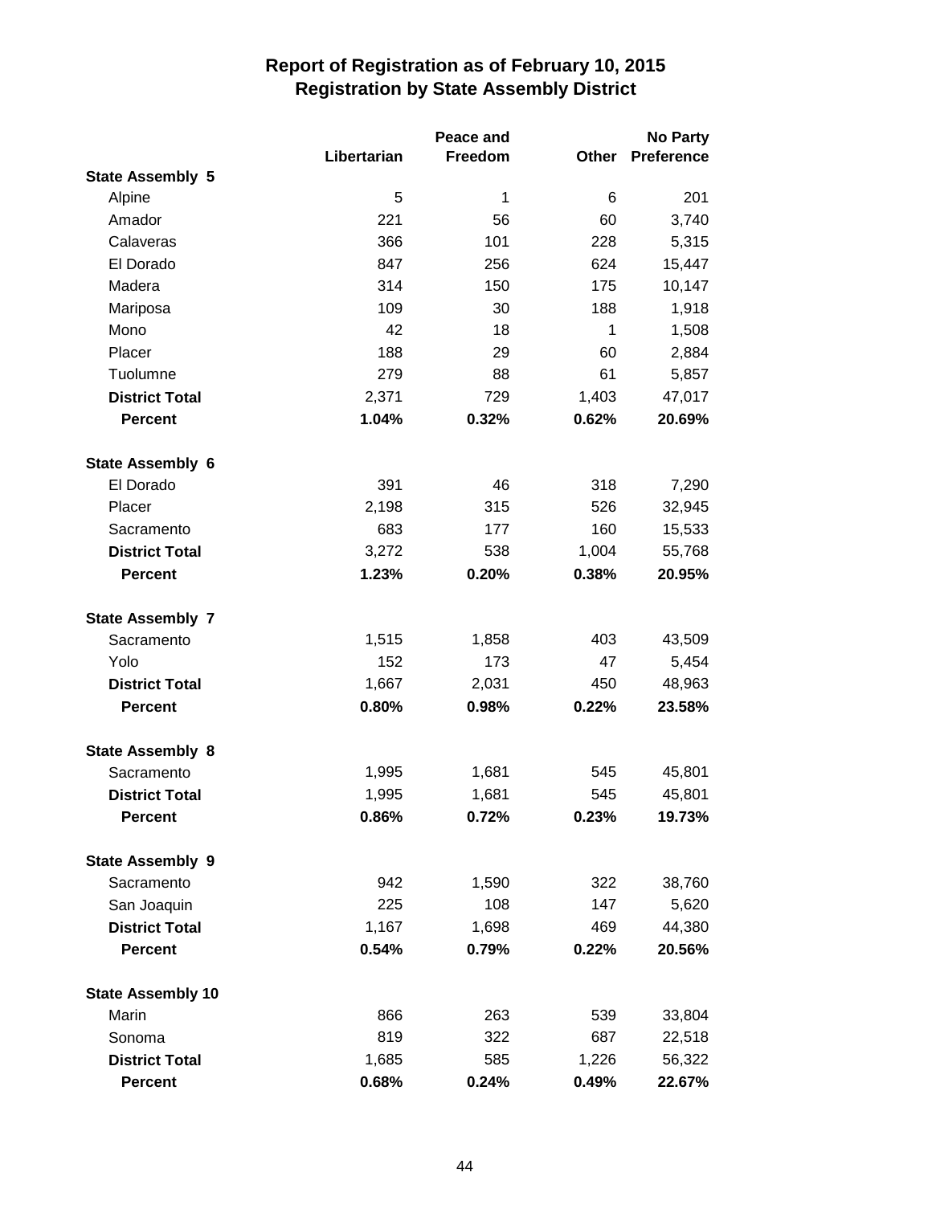# Report of Registration as of February 10, 2015
## Registration by State Assembly District

| | Libertarian | Peace and Freedom | Other | No Party Preference |
|---|---|---|---|---|
| **State Assembly 5** | | | | |
| Alpine | 5 | 1 | 6 | 201 |
| Amador | 221 | 56 | 60 | 3,740 |
| Calaveras | 366 | 101 | 228 | 5,315 |
| El Dorado | 847 | 256 | 624 | 15,447 |
| Madera | 314 | 150 | 175 | 10,147 |
| Mariposa | 109 | 30 | 188 | 1,918 |
| Mono | 42 | 18 | 1 | 1,508 |
| Placer | 188 | 29 | 60 | 2,884 |
| Tuolumne | 279 | 88 | 61 | 5,857 |
| **District Total** | 2,371 | 729 | 1,403 | 47,017 |
| **Percent** | **1.04%** | **0.32%** | **0.62%** | **20.69%** |
| **State Assembly 6** | | | | |
| El Dorado | 391 | 46 | 318 | 7,290 |
| Placer | 2,198 | 315 | 526 | 32,945 |
| Sacramento | 683 | 177 | 160 | 15,533 |
| **District Total** | 3,272 | 538 | 1,004 | 55,768 |
| **Percent** | **1.23%** | **0.20%** | **0.38%** | **20.95%** |
| **State Assembly 7** | | | | |
| Sacramento | 1,515 | 1,858 | 403 | 43,509 |
| Yolo | 152 | 173 | 47 | 5,454 |
| **District Total** | 1,667 | 2,031 | 450 | 48,963 |
| **Percent** | **0.80%** | **0.98%** | **0.22%** | **23.58%** |
| **State Assembly 8** | | | | |
| Sacramento | 1,995 | 1,681 | 545 | 45,801 |
| **District Total** | 1,995 | 1,681 | 545 | 45,801 |
| **Percent** | **0.86%** | **0.72%** | **0.23%** | **19.73%** |
| **State Assembly 9** | | | | |
| Sacramento | 942 | 1,590 | 322 | 38,760 |
| San Joaquin | 225 | 108 | 147 | 5,620 |
| **District Total** | 1,167 | 1,698 | 469 | 44,380 |
| **Percent** | **0.54%** | **0.79%** | **0.22%** | **20.56%** |
| **State Assembly 10** | | | | |
| Marin | 866 | 263 | 539 | 33,804 |
| Sonoma | 819 | 322 | 687 | 22,518 |
| **District Total** | 1,685 | 585 | 1,226 | 56,322 |
| **Percent** | **0.68%** | **0.24%** | **0.49%** | **22.67%** |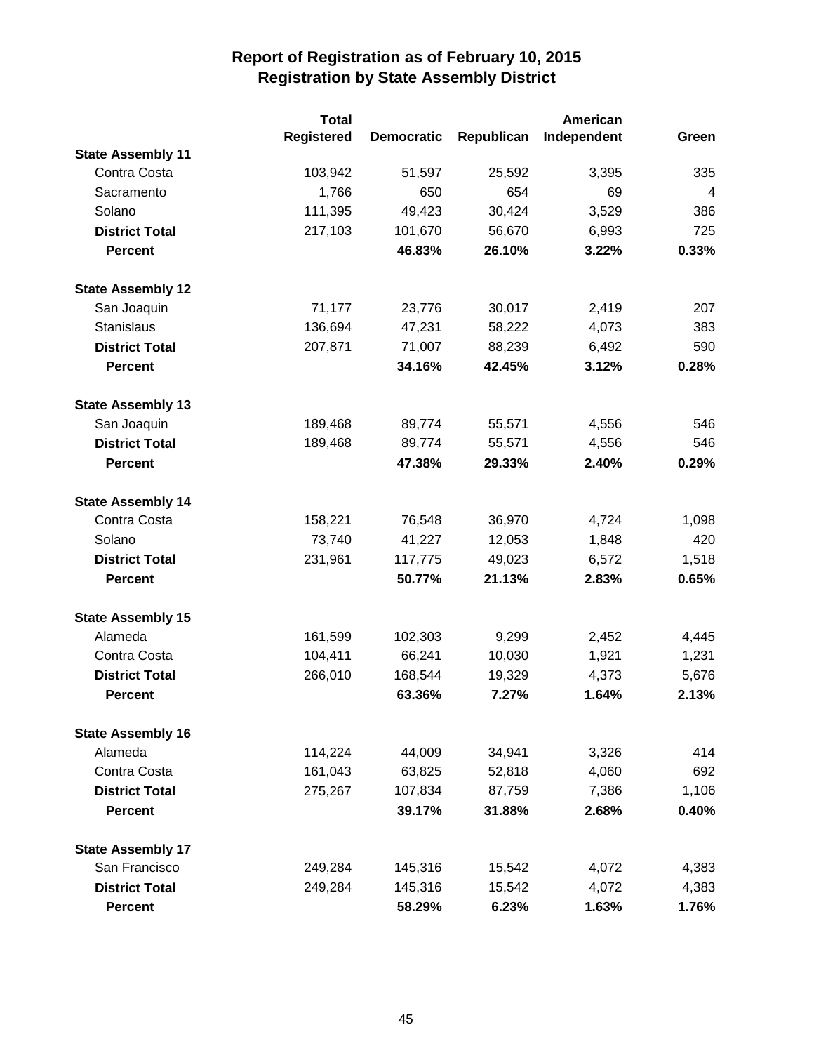# Report of Registration as of February 10, 2015
## Registration by State Assembly District

| | Total Registered | Democratic | Republican | American Independent | Green |
|---|---|---|---|---|---|
| **State Assembly 11** | | | | | |
| Contra Costa | 103,942 | 51,597 | 25,592 | 3,395 | 335 |
| Sacramento | 1,766 | 650 | 654 | 69 | 4 |
| Solano | 111,395 | 49,423 | 30,424 | 3,529 | 386 |
| **District Total** | 217,103 | 101,670 | 56,670 | 6,993 | 725 |
| **Percent** | | **46.83%** | **26.10%** | **3.22%** | **0.33%** |
| **State Assembly 12** | | | | | |
| San Joaquin | 71,177 | 23,776 | 30,017 | 2,419 | 207 |
| Stanislaus | 136,694 | 47,231 | 58,222 | 4,073 | 383 |
| **District Total** | 207,871 | 71,007 | 88,239 | 6,492 | 590 |
| **Percent** | | **34.16%** | **42.45%** | **3.12%** | **0.28%** |
| **State Assembly 13** | | | | | |
| San Joaquin | 189,468 | 89,774 | 55,571 | 4,556 | 546 |
| **District Total** | 189,468 | 89,774 | 55,571 | 4,556 | 546 |
| **Percent** | | **47.38%** | **29.33%** | **2.40%** | **0.29%** |
| **State Assembly 14** | | | | | |
| Contra Costa | 158,221 | 76,548 | 36,970 | 4,724 | 1,098 |
| Solano | 73,740 | 41,227 | 12,053 | 1,848 | 420 |
| **District Total** | 231,961 | 117,775 | 49,023 | 6,572 | 1,518 |
| **Percent** | | **50.77%** | **21.13%** | **2.83%** | **0.65%** |
| **State Assembly 15** | | | | | |
| Alameda | 161,599 | 102,303 | 9,299 | 2,452 | 4,445 |
| Contra Costa | 104,411 | 66,241 | 10,030 | 1,921 | 1,231 |
| **District Total** | 266,010 | 168,544 | 19,329 | 4,373 | 5,676 |
| **Percent** | | **63.36%** | **7.27%** | **1.64%** | **2.13%** |
| **State Assembly 16** | | | | | |
| Alameda | 114,224 | 44,009 | 34,941 | 3,326 | 414 |
| Contra Costa | 161,043 | 63,825 | 52,818 | 4,060 | 692 |
| **District Total** | 275,267 | 107,834 | 87,759 | 7,386 | 1,106 |
| **Percent** | | **39.17%** | **31.88%** | **2.68%** | **0.40%** |
| **State Assembly 17** | | | | | |
| San Francisco | 249,284 | 145,316 | 15,542 | 4,072 | 4,383 |
| **District Total** | 249,284 | 145,316 | 15,542 | 4,072 | 4,383 |
| **Percent** | | **58.29%** | **6.23%** | **1.63%** | **1.76%** |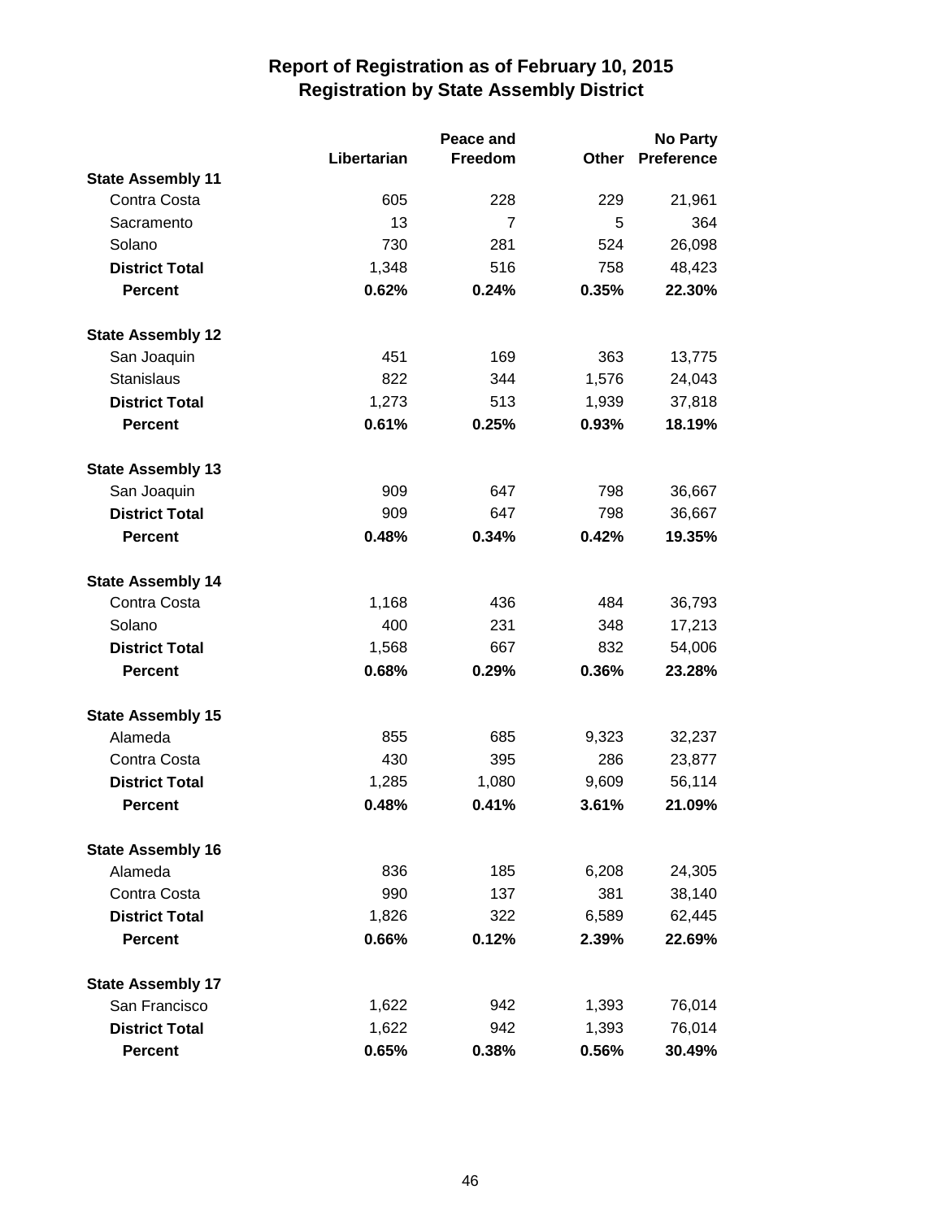# Report of Registration as of February 10, 2015
## Registration by State Assembly District

| | Libertarian | Peace and Freedom | Other | No Party Preference |
|---|---|---|---|---|
| **State Assembly 11** | | | | |
| Contra Costa | 605 | 228 | 229 | 21,961 |
| Sacramento | 13 | 7 | 5 | 364 |
| Solano | 730 | 281 | 524 | 26,098 |
| **District Total** | 1,348 | 516 | 758 | 48,423 |
| **Percent** | **0.62%** | **0.24%** | **0.35%** | **22.30%** |
| **State Assembly 12** | | | | |
| San Joaquin | 451 | 169 | 363 | 13,775 |
| Stanislaus | 822 | 344 | 1,576 | 24,043 |
| **District Total** | 1,273 | 513 | 1,939 | 37,818 |
| **Percent** | **0.61%** | **0.25%** | **0.93%** | **18.19%** |
| **State Assembly 13** | | | | |
| San Joaquin | 909 | 647 | 798 | 36,667 |
| **District Total** | 909 | 647 | 798 | 36,667 |
| **Percent** | **0.48%** | **0.34%** | **0.42%** | **19.35%** |
| **State Assembly 14** | | | | |
| Contra Costa | 1,168 | 436 | 484 | 36,793 |
| Solano | 400 | 231 | 348 | 17,213 |
| **District Total** | 1,568 | 667 | 832 | 54,006 |
| **Percent** | **0.68%** | **0.29%** | **0.36%** | **23.28%** |
| **State Assembly 15** | | | | |
| Alameda | 855 | 685 | 9,323 | 32,237 |
| Contra Costa | 430 | 395 | 286 | 23,877 |
| **District Total** | 1,285 | 1,080 | 9,609 | 56,114 |
| **Percent** | **0.48%** | **0.41%** | **3.61%** | **21.09%** |
| **State Assembly 16** | | | | |
| Alameda | 836 | 185 | 6,208 | 24,305 |
| Contra Costa | 990 | 137 | 381 | 38,140 |
| **District Total** | 1,826 | 322 | 6,589 | 62,445 |
| **Percent** | **0.66%** | **0.12%** | **2.39%** | **22.69%** |
| **State Assembly 17** | | | | |
| San Francisco | 1,622 | 942 | 1,393 | 76,014 |
| **District Total** | 1,622 | 942 | 1,393 | 76,014 |
| **Percent** | **0.65%** | **0.38%** | **0.56%** | **30.49%** |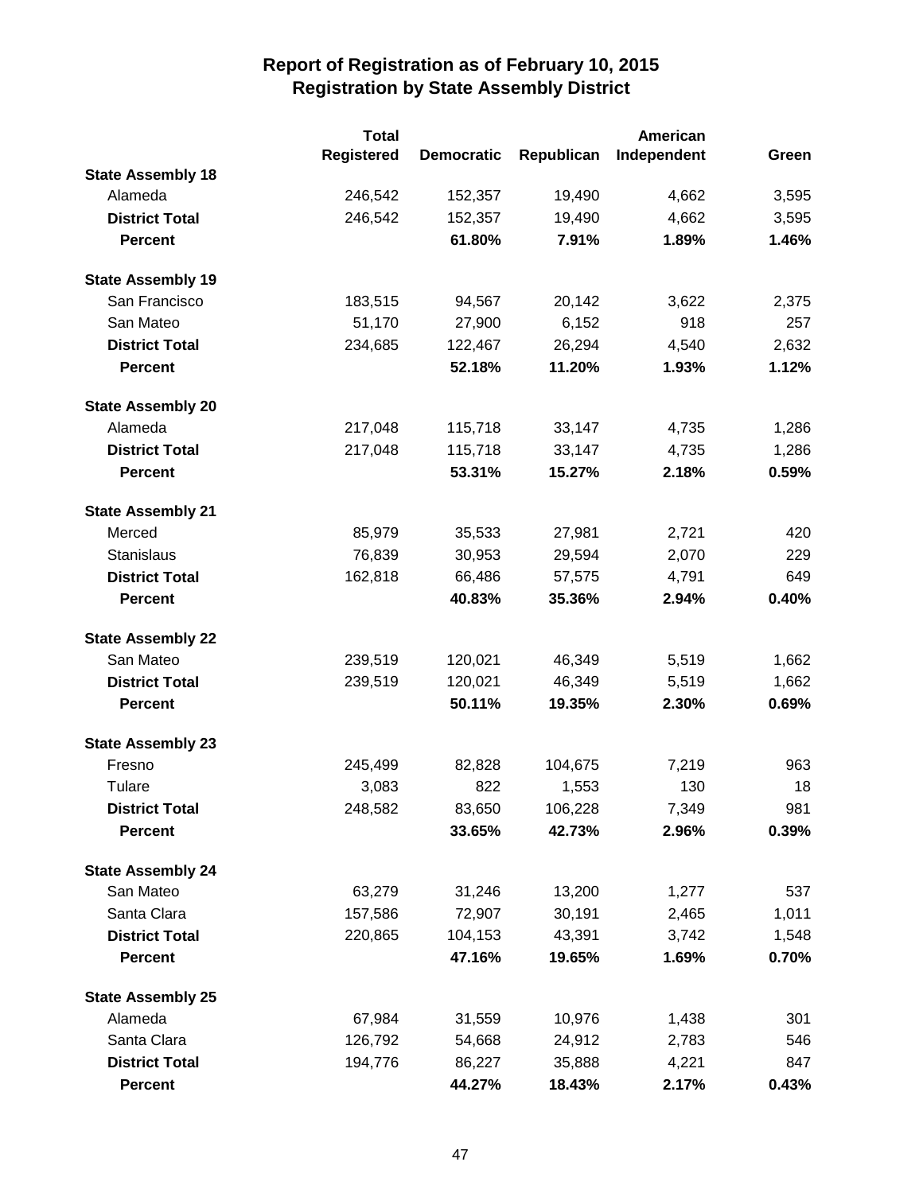# Report of Registration as of February 10, 2015
## Registration by State Assembly District

| | Total Registered | Democratic | Republican | American Independent | Green |
|---|---|---|---|---|---|
| **State Assembly 18** | | | | | |
| Alameda | 246,542 | 152,357 | 19,490 | 4,662 | 3,595 |
| **District Total** | 246,542 | 152,357 | 19,490 | 4,662 | 3,595 |
| **Percent** | | **61.80%** | **7.91%** | **1.89%** | **1.46%** |
| **State Assembly 19** | | | | | |
| San Francisco | 183,515 | 94,567 | 20,142 | 3,622 | 2,375 |
| San Mateo | 51,170 | 27,900 | 6,152 | 918 | 257 |
| **District Total** | 234,685 | 122,467 | 26,294 | 4,540 | 2,632 |
| **Percent** | | **52.18%** | **11.20%** | **1.93%** | **1.12%** |
| **State Assembly 20** | | | | | |
| Alameda | 217,048 | 115,718 | 33,147 | 4,735 | 1,286 |
| **District Total** | 217,048 | 115,718 | 33,147 | 4,735 | 1,286 |
| **Percent** | | **53.31%** | **15.27%** | **2.18%** | **0.59%** |
| **State Assembly 21** | | | | | |
| Merced | 85,979 | 35,533 | 27,981 | 2,721 | 420 |
| Stanislaus | 76,839 | 30,953 | 29,594 | 2,070 | 229 |
| **District Total** | 162,818 | 66,486 | 57,575 | 4,791 | 649 |
| **Percent** | | **40.83%** | **35.36%** | **2.94%** | **0.40%** |
| **State Assembly 22** | | | | | |
| San Mateo | 239,519 | 120,021 | 46,349 | 5,519 | 1,662 |
| **District Total** | 239,519 | 120,021 | 46,349 | 5,519 | 1,662 |
| **Percent** | | **50.11%** | **19.35%** | **2.30%** | **0.69%** |
| **State Assembly 23** | | | | | |
| Fresno | 245,499 | 82,828 | 104,675 | 7,219 | 963 |
| Tulare | 3,083 | 822 | 1,553 | 130 | 18 |
| **District Total** | 248,582 | 83,650 | 106,228 | 7,349 | 981 |
| **Percent** | | **33.65%** | **42.73%** | **2.96%** | **0.39%** |
| **State Assembly 24** | | | | | |
| San Mateo | 63,279 | 31,246 | 13,200 | 1,277 | 537 |
| Santa Clara | 157,586 | 72,907 | 30,191 | 2,465 | 1,011 |
| **District Total** | 220,865 | 104,153 | 43,391 | 3,742 | 1,548 |
| **Percent** | | **47.16%** | **19.65%** | **1.69%** | **0.70%** |
| **State Assembly 25** | | | | | |
| Alameda | 67,984 | 31,559 | 10,976 | 1,438 | 301 |
| Santa Clara | 126,792 | 54,668 | 24,912 | 2,783 | 546 |
| **District Total** | 194,776 | 86,227 | 35,888 | 4,221 | 847 |
| **Percent** | | **44.27%** | **18.43%** | **2.17%** | **0.43%** |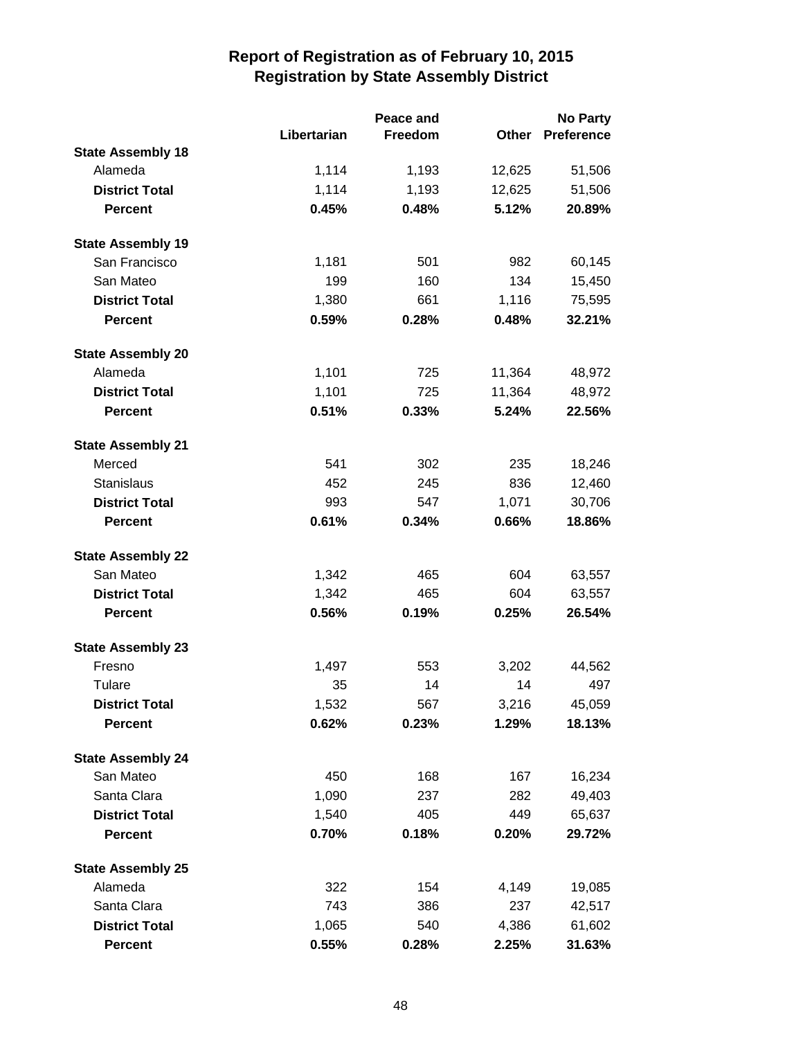# Report of Registration as of February 10, 2015
## Registration by State Assembly District

| | Libertarian | Peace and Freedom | Other | No Party Preference |
|---|---|---|---|---|
| **State Assembly 18** | | | | |
| Alameda | 1,114 | 1,193 | 12,625 | 51,506 |
| **District Total** | 1,114 | 1,193 | 12,625 | 51,506 |
| **Percent** | **0.45%** | **0.48%** | **5.12%** | **20.89%** |
| **State Assembly 19** | | | | |
| San Francisco | 1,181 | 501 | 982 | 60,145 |
| San Mateo | 199 | 160 | 134 | 15,450 |
| **District Total** | 1,380 | 661 | 1,116 | 75,595 |
| **Percent** | **0.59%** | **0.28%** | **0.48%** | **32.21%** |
| **State Assembly 20** | | | | |
| Alameda | 1,101 | 725 | 11,364 | 48,972 |
| **District Total** | 1,101 | 725 | 11,364 | 48,972 |
| **Percent** | **0.51%** | **0.33%** | **5.24%** | **22.56%** |
| **State Assembly 21** | | | | |
| Merced | 541 | 302 | 235 | 18,246 |
| Stanislaus | 452 | 245 | 836 | 12,460 |
| **District Total** | 993 | 547 | 1,071 | 30,706 |
| **Percent** | **0.61%** | **0.34%** | **0.66%** | **18.86%** |
| **State Assembly 22** | | | | |
| San Mateo | 1,342 | 465 | 604 | 63,557 |
| **District Total** | 1,342 | 465 | 604 | 63,557 |
| **Percent** | **0.56%** | **0.19%** | **0.25%** | **26.54%** |
| **State Assembly 23** | | | | |
| Fresno | 1,497 | 553 | 3,202 | 44,562 |
| Tulare | 35 | 14 | 14 | 497 |
| **District Total** | 1,532 | 567 | 3,216 | 45,059 |
| **Percent** | **0.62%** | **0.23%** | **1.29%** | **18.13%** |
| **State Assembly 24** | | | | |
| San Mateo | 450 | 168 | 167 | 16,234 |
| Santa Clara | 1,090 | 237 | 282 | 49,403 |
| **District Total** | 1,540 | 405 | 449 | 65,637 |
| **Percent** | **0.70%** | **0.18%** | **0.20%** | **29.72%** |
| **State Assembly 25** | | | | |
| Alameda | 322 | 154 | 4,149 | 19,085 |
| Santa Clara | 743 | 386 | 237 | 42,517 |
| **District Total** | 1,065 | 540 | 4,386 | 61,602 |
| **Percent** | **0.55%** | **0.28%** | **2.25%** | **31.63%** |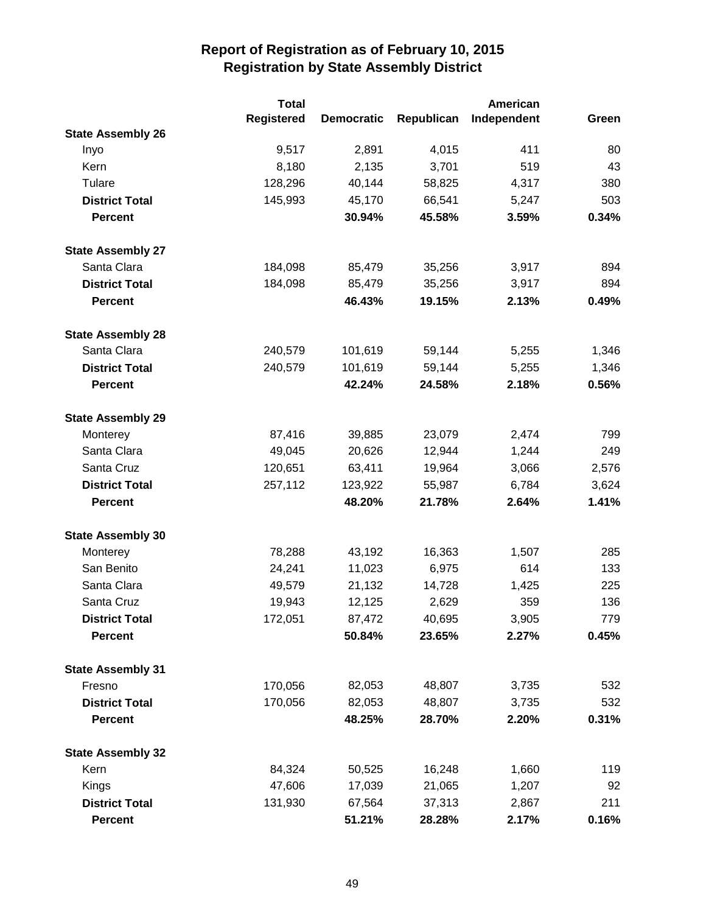# Report of Registration as of February 10, 2015
## Registration by State Assembly District

| | Total Registered | Democratic | Republican | American Independent | Green |
|---|---|---|---|---|---|
| **State Assembly 26** | | | | | |
| Inyo | 9,517 | 2,891 | 4,015 | 411 | 80 |
| Kern | 8,180 | 2,135 | 3,701 | 519 | 43 |
| Tulare | 128,296 | 40,144 | 58,825 | 4,317 | 380 |
| **District Total** | 145,993 | 45,170 | 66,541 | 5,247 | 503 |
| **Percent** | | **30.94%** | **45.58%** | **3.59%** | **0.34%** |
| **State Assembly 27** | | | | | |
| Santa Clara | 184,098 | 85,479 | 35,256 | 3,917 | 894 |
| **District Total** | 184,098 | 85,479 | 35,256 | 3,917 | 894 |
| **Percent** | | **46.43%** | **19.15%** | **2.13%** | **0.49%** |
| **State Assembly 28** | | | | | |
| Santa Clara | 240,579 | 101,619 | 59,144 | 5,255 | 1,346 |
| **District Total** | 240,579 | 101,619 | 59,144 | 5,255 | 1,346 |
| **Percent** | | **42.24%** | **24.58%** | **2.18%** | **0.56%** |
| **State Assembly 29** | | | | | |
| Monterey | 87,416 | 39,885 | 23,079 | 2,474 | 799 |
| Santa Clara | 49,045 | 20,626 | 12,944 | 1,244 | 249 |
| Santa Cruz | 120,651 | 63,411 | 19,964 | 3,066 | 2,576 |
| **District Total** | 257,112 | 123,922 | 55,987 | 6,784 | 3,624 |
| **Percent** | | **48.20%** | **21.78%** | **2.64%** | **1.41%** |
| **State Assembly 30** | | | | | |
| Monterey | 78,288 | 43,192 | 16,363 | 1,507 | 285 |
| San Benito | 24,241 | 11,023 | 6,975 | 614 | 133 |
| Santa Clara | 49,579 | 21,132 | 14,728 | 1,425 | 225 |
| Santa Cruz | 19,943 | 12,125 | 2,629 | 359 | 136 |
| **District Total** | 172,051 | 87,472 | 40,695 | 3,905 | 779 |
| **Percent** | | **50.84%** | **23.65%** | **2.27%** | **0.45%** |
| **State Assembly 31** | | | | | |
| Fresno | 170,056 | 82,053 | 48,807 | 3,735 | 532 |
| **District Total** | 170,056 | 82,053 | 48,807 | 3,735 | 532 |
| **Percent** | | **48.25%** | **28.70%** | **2.20%** | **0.31%** |
| **State Assembly 32** | | | | | |
| Kern | 84,324 | 50,525 | 16,248 | 1,660 | 119 |
| Kings | 47,606 | 17,039 | 21,065 | 1,207 | 92 |
| **District Total** | 131,930 | 67,564 | 37,313 | 2,867 | 211 |
| **Percent** | | **51.21%** | **28.28%** | **2.17%** | **0.16%** |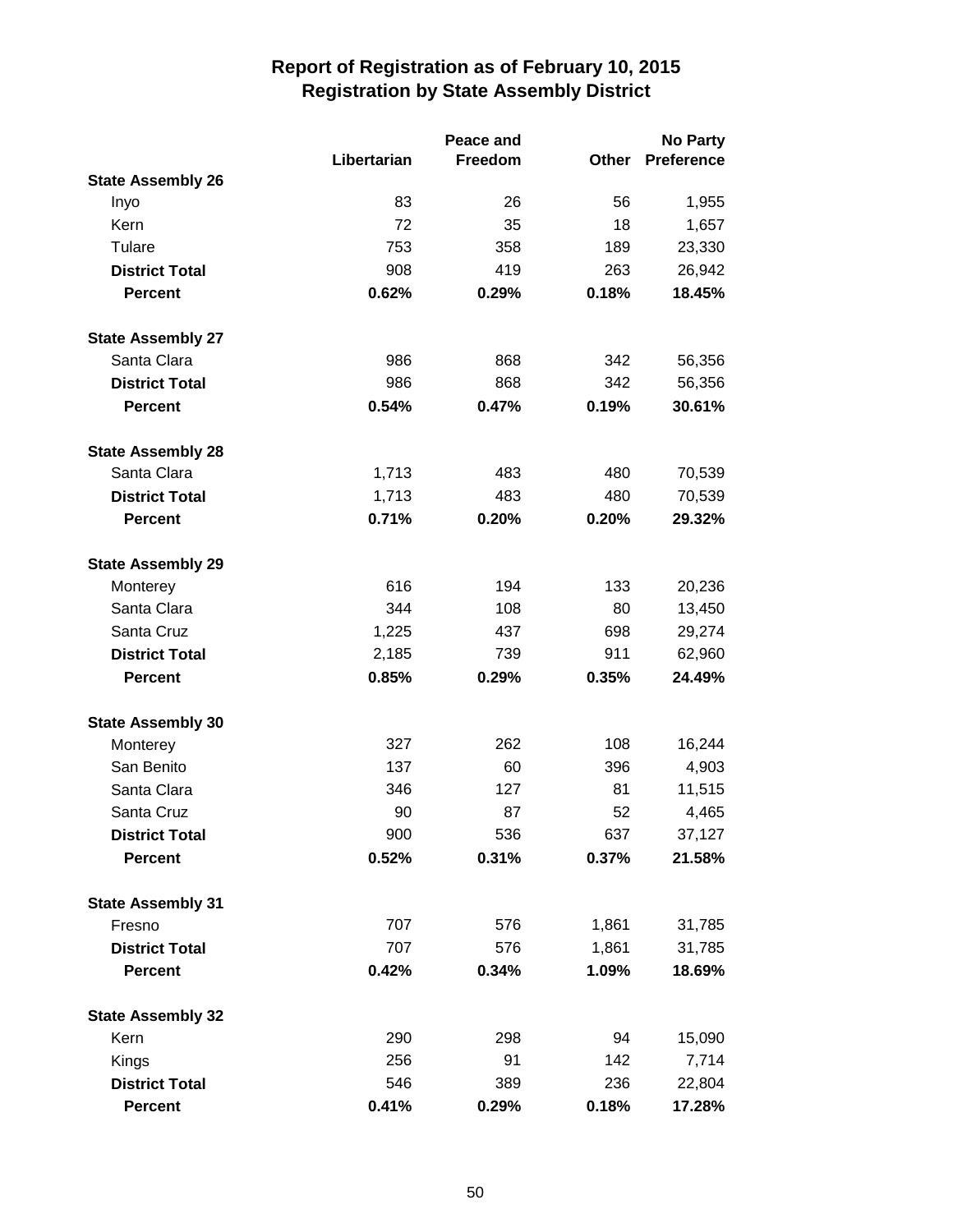# Report of Registration as of February 10, 2015
## Registration by State Assembly District

| | Libertarian | Peace and Freedom | Other | No Party Preference |
|---|---|---|---|---|
| **State Assembly 26** | | | | |
| Inyo | 83 | 26 | 56 | 1,955 |
| Kern | 72 | 35 | 18 | 1,657 |
| Tulare | 753 | 358 | 189 | 23,330 |
| **District Total** | 908 | 419 | 263 | 26,942 |
| **Percent** | **0.62%** | **0.29%** | **0.18%** | **18.45%** |
| **State Assembly 27** | | | | |
| Santa Clara | 986 | 868 | 342 | 56,356 |
| **District Total** | 986 | 868 | 342 | 56,356 |
| **Percent** | **0.54%** | **0.47%** | **0.19%** | **30.61%** |
| **State Assembly 28** | | | | |
| Santa Clara | 1,713 | 483 | 480 | 70,539 |
| **District Total** | 1,713 | 483 | 480 | 70,539 |
| **Percent** | **0.71%** | **0.20%** | **0.20%** | **29.32%** |
| **State Assembly 29** | | | | |
| Monterey | 616 | 194 | 133 | 20,236 |
| Santa Clara | 344 | 108 | 80 | 13,450 |
| Santa Cruz | 1,225 | 437 | 698 | 29,274 |
| **District Total** | 2,185 | 739 | 911 | 62,960 |
| **Percent** | **0.85%** | **0.29%** | **0.35%** | **24.49%** |
| **State Assembly 30** | | | | |
| Monterey | 327 | 262 | 108 | 16,244 |
| San Benito | 137 | 60 | 396 | 4,903 |
| Santa Clara | 346 | 127 | 81 | 11,515 |
| Santa Cruz | 90 | 87 | 52 | 4,465 |
| **District Total** | 900 | 536 | 637 | 37,127 |
| **Percent** | **0.52%** | **0.31%** | **0.37%** | **21.58%** |
| **State Assembly 31** | | | | |
| Fresno | 707 | 576 | 1,861 | 31,785 |
| **District Total** | 707 | 576 | 1,861 | 31,785 |
| **Percent** | **0.42%** | **0.34%** | **1.09%** | **18.69%** |
| **State Assembly 32** | | | | |
| Kern | 290 | 298 | 94 | 15,090 |
| Kings | 256 | 91 | 142 | 7,714 |
| **District Total** | 546 | 389 | 236 | 22,804 |
| **Percent** | **0.41%** | **0.29%** | **0.18%** | **17.28%** |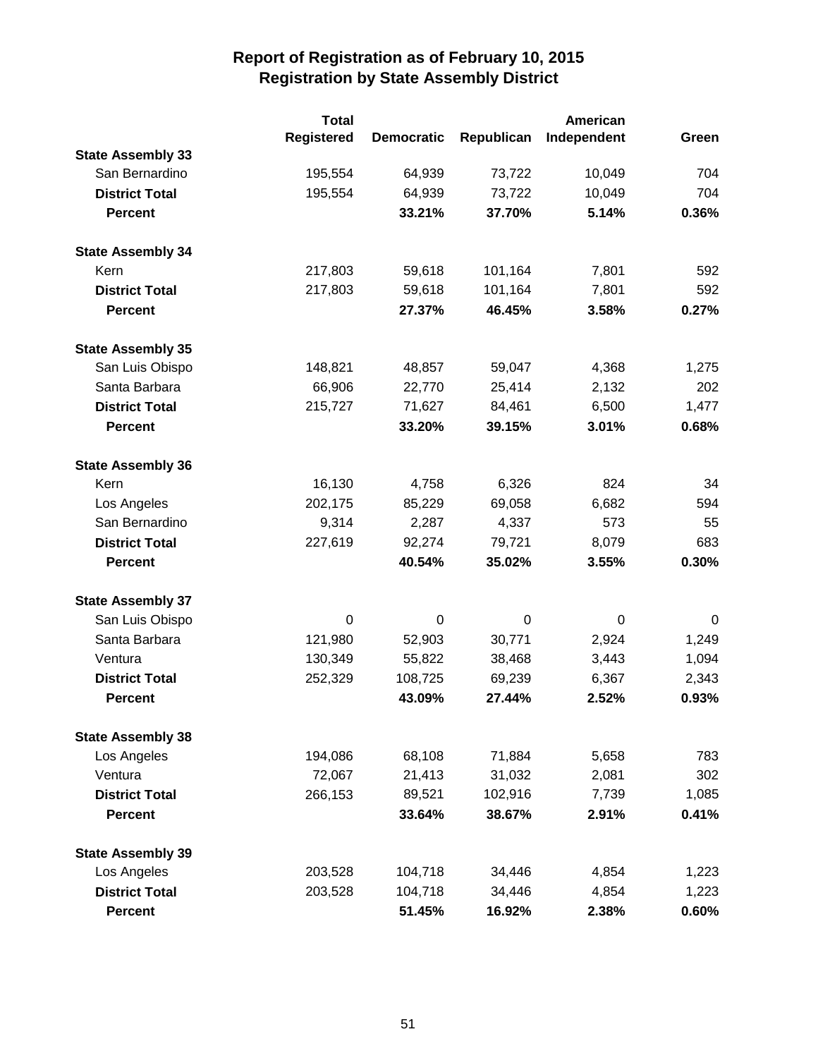# Report of Registration as of February 10, 2015
## Registration by State Assembly District

| | Total Registered | Democratic | Republican | American Independent | Green |
|---|---|---|---|---|---|
| **State Assembly 33** | | | | | |
| San Bernardino | 195,554 | 64,939 | 73,722 | 10,049 | 704 |
| **District Total** | 195,554 | 64,939 | 73,722 | 10,049 | 704 |
| **Percent** | | **33.21%** | **37.70%** | **5.14%** | **0.36%** |
| **State Assembly 34** | | | | | |
| Kern | 217,803 | 59,618 | 101,164 | 7,801 | 592 |
| **District Total** | 217,803 | 59,618 | 101,164 | 7,801 | 592 |
| **Percent** | | **27.37%** | **46.45%** | **3.58%** | **0.27%** |
| **State Assembly 35** | | | | | |
| San Luis Obispo | 148,821 | 48,857 | 59,047 | 4,368 | 1,275 |
| Santa Barbara | 66,906 | 22,770 | 25,414 | 2,132 | 202 |
| **District Total** | 215,727 | 71,627 | 84,461 | 6,500 | 1,477 |
| **Percent** | | **33.20%** | **39.15%** | **3.01%** | **0.68%** |
| **State Assembly 36** | | | | | |
| Kern | 16,130 | 4,758 | 6,326 | 824 | 34 |
| Los Angeles | 202,175 | 85,229 | 69,058 | 6,682 | 594 |
| San Bernardino | 9,314 | 2,287 | 4,337 | 573 | 55 |
| **District Total** | 227,619 | 92,274 | 79,721 | 8,079 | 683 |
| **Percent** | | **40.54%** | **35.02%** | **3.55%** | **0.30%** |
| **State Assembly 37** | | | | | |
| San Luis Obispo | 0 | 0 | 0 | 0 | 0 |
| Santa Barbara | 121,980 | 52,903 | 30,771 | 2,924 | 1,249 |
| Ventura | 130,349 | 55,822 | 38,468 | 3,443 | 1,094 |
| **District Total** | 252,329 | 108,725 | 69,239 | 6,367 | 2,343 |
| **Percent** | | **43.09%** | **27.44%** | **2.52%** | **0.93%** |
| **State Assembly 38** | | | | | |
| Los Angeles | 194,086 | 68,108 | 71,884 | 5,658 | 783 |
| Ventura | 72,067 | 21,413 | 31,032 | 2,081 | 302 |
| **District Total** | 266,153 | 89,521 | 102,916 | 7,739 | 1,085 |
| **Percent** | | **33.64%** | **38.67%** | **2.91%** | **0.41%** |
| **State Assembly 39** | | | | | |
| Los Angeles | 203,528 | 104,718 | 34,446 | 4,854 | 1,223 |
| **District Total** | 203,528 | 104,718 | 34,446 | 4,854 | 1,223 |
| **Percent** | | **51.45%** | **16.92%** | **2.38%** | **0.60%** |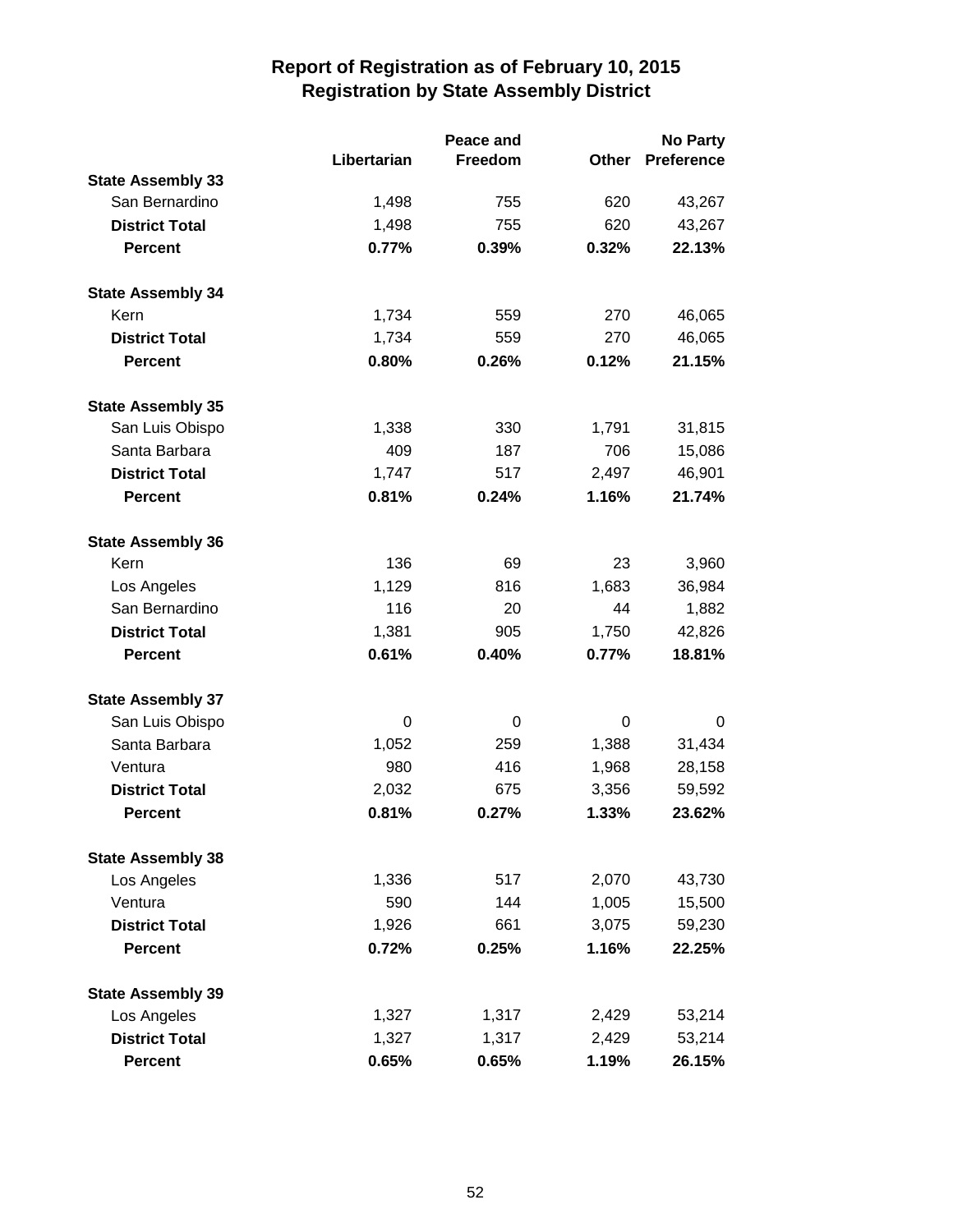# Report of Registration as of February 10, 2015
## Registration by State Assembly District

| | Libertarian | Peace and Freedom | Other | No Party Preference |
|---|---|---|---|---|
| **State Assembly 33** | | | | |
| San Bernardino | 1,498 | 755 | 620 | 43,267 |
| **District Total** | 1,498 | 755 | 620 | 43,267 |
| **Percent** | **0.77%** | **0.39%** | **0.32%** | **22.13%** |
| **State Assembly 34** | | | | |
| Kern | 1,734 | 559 | 270 | 46,065 |
| **District Total** | 1,734 | 559 | 270 | 46,065 |
| **Percent** | **0.80%** | **0.26%** | **0.12%** | **21.15%** |
| **State Assembly 35** | | | | |
| San Luis Obispo | 1,338 | 330 | 1,791 | 31,815 |
| Santa Barbara | 409 | 187 | 706 | 15,086 |
| **District Total** | 1,747 | 517 | 2,497 | 46,901 |
| **Percent** | **0.81%** | **0.24%** | **1.16%** | **21.74%** |
| **State Assembly 36** | | | | |
| Kern | 136 | 69 | 23 | 3,960 |
| Los Angeles | 1,129 | 816 | 1,683 | 36,984 |
| San Bernardino | 116 | 20 | 44 | 1,882 |
| **District Total** | 1,381 | 905 | 1,750 | 42,826 |
| **Percent** | **0.61%** | **0.40%** | **0.77%** | **18.81%** |
| **State Assembly 37** | | | | |
| San Luis Obispo | 0 | 0 | 0 | 0 |
| Santa Barbara | 1,052 | 259 | 1,388 | 31,434 |
| Ventura | 980 | 416 | 1,968 | 28,158 |
| **District Total** | 2,032 | 675 | 3,356 | 59,592 |
| **Percent** | **0.81%** | **0.27%** | **1.33%** | **23.62%** |
| **State Assembly 38** | | | | |
| Los Angeles | 1,336 | 517 | 2,070 | 43,730 |
| Ventura | 590 | 144 | 1,005 | 15,500 |
| **District Total** | 1,926 | 661 | 3,075 | 59,230 |
| **Percent** | **0.72%** | **0.25%** | **1.16%** | **22.25%** |
| **State Assembly 39** | | | | |
| Los Angeles | 1,327 | 1,317 | 2,429 | 53,214 |
| **District Total** | 1,327 | 1,317 | 2,429 | 53,214 |
| **Percent** | **0.65%** | **0.65%** | **1.19%** | **26.15%** |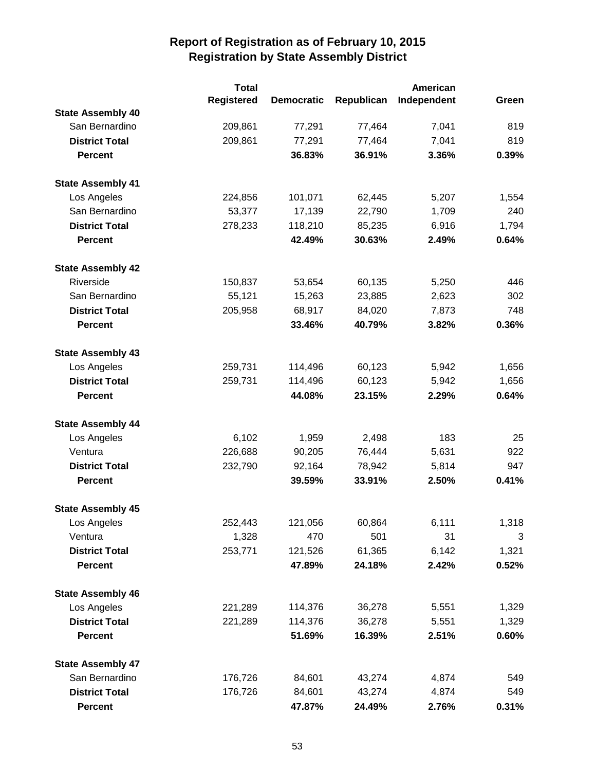# Report of Registration as of February 10, 2015
## Registration by State Assembly District

| | Total Registered | Democratic | Republican | American Independent | Green |
|---|---|---|---|---|---|
| **State Assembly 40** | | | | | |
| San Bernardino | 209,861 | 77,291 | 77,464 | 7,041 | 819 |
| **District Total** | 209,861 | 77,291 | 77,464 | 7,041 | 819 |
| **Percent** | | **36.83%** | **36.91%** | **3.36%** | **0.39%** |
| **State Assembly 41** | | | | | |
| Los Angeles | 224,856 | 101,071 | 62,445 | 5,207 | 1,554 |
| San Bernardino | 53,377 | 17,139 | 22,790 | 1,709 | 240 |
| **District Total** | 278,233 | 118,210 | 85,235 | 6,916 | 1,794 |
| **Percent** | | **42.49%** | **30.63%** | **2.49%** | **0.64%** |
| **State Assembly 42** | | | | | |
| Riverside | 150,837 | 53,654 | 60,135 | 5,250 | 446 |
| San Bernardino | 55,121 | 15,263 | 23,885 | 2,623 | 302 |
| **District Total** | 205,958 | 68,917 | 84,020 | 7,873 | 748 |
| **Percent** | | **33.46%** | **40.79%** | **3.82%** | **0.36%** |
| **State Assembly 43** | | | | | |
| Los Angeles | 259,731 | 114,496 | 60,123 | 5,942 | 1,656 |
| **District Total** | 259,731 | 114,496 | 60,123 | 5,942 | 1,656 |
| **Percent** | | **44.08%** | **23.15%** | **2.29%** | **0.64%** |
| **State Assembly 44** | | | | | |
| Los Angeles | 6,102 | 1,959 | 2,498 | 183 | 25 |
| Ventura | 226,688 | 90,205 | 76,444 | 5,631 | 922 |
| **District Total** | 232,790 | 92,164 | 78,942 | 5,814 | 947 |
| **Percent** | | **39.59%** | **33.91%** | **2.50%** | **0.41%** |
| **State Assembly 45** | | | | | |
| Los Angeles | 252,443 | 121,056 | 60,864 | 6,111 | 1,318 |
| Ventura | 1,328 | 470 | 501 | 31 | 3 |
| **District Total** | 253,771 | 121,526 | 61,365 | 6,142 | 1,321 |
| **Percent** | | **47.89%** | **24.18%** | **2.42%** | **0.52%** |
| **State Assembly 46** | | | | | |
| Los Angeles | 221,289 | 114,376 | 36,278 | 5,551 | 1,329 |
| **District Total** | 221,289 | 114,376 | 36,278 | 5,551 | 1,329 |
| **Percent** | | **51.69%** | **16.39%** | **2.51%** | **0.60%** |
| **State Assembly 47** | | | | | |
| San Bernardino | 176,726 | 84,601 | 43,274 | 4,874 | 549 |
| **District Total** | 176,726 | 84,601 | 43,274 | 4,874 | 549 |
| **Percent** | | **47.87%** | **24.49%** | **2.76%** | **0.31%** |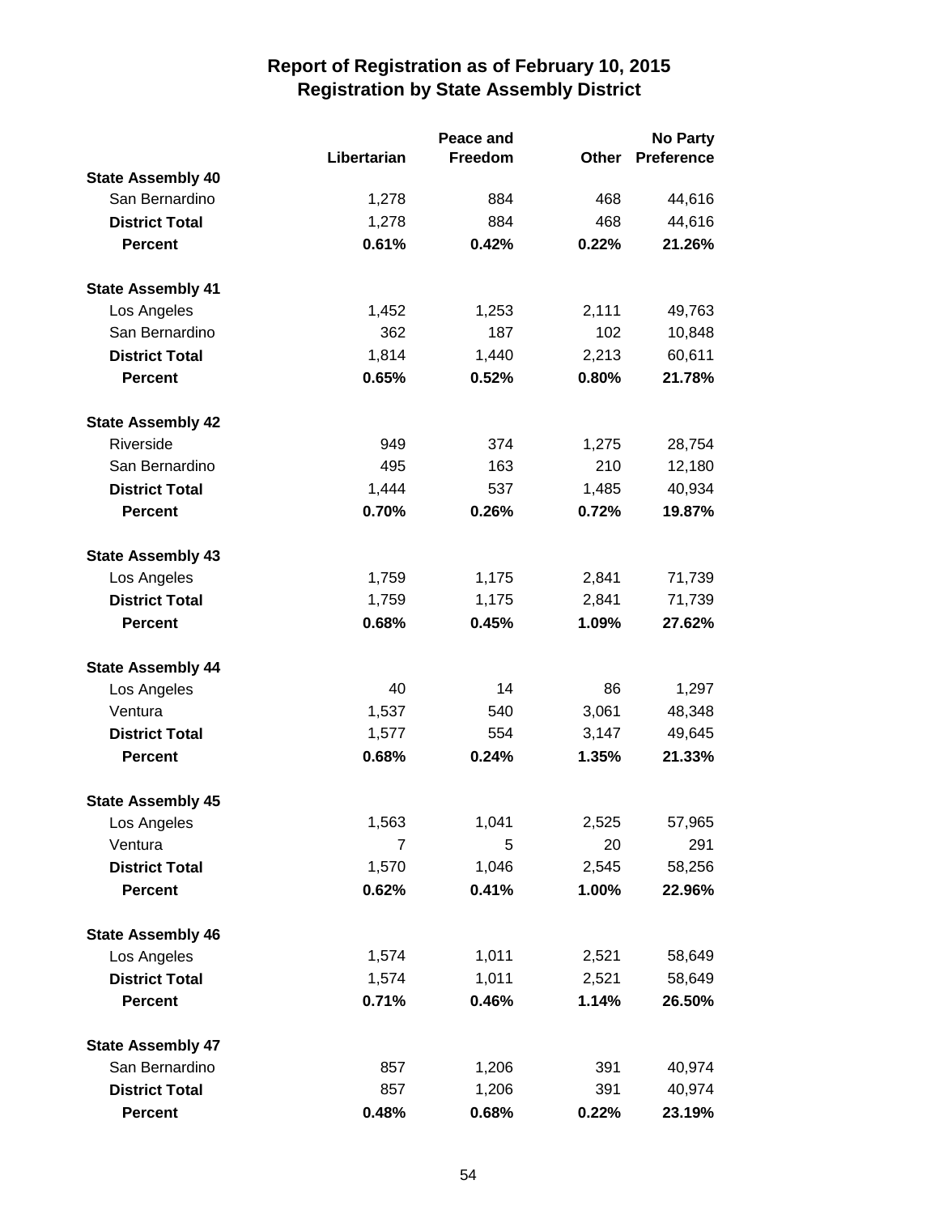# Report of Registration as of February 10, 2015
## Registration by State Assembly District

| | Libertarian | Peace and Freedom | Other | No Party Preference |
|---|---|---|---|---|
| **State Assembly 40** | | | | |
| San Bernardino | 1,278 | 884 | 468 | 44,616 |
| **District Total** | 1,278 | 884 | 468 | 44,616 |
| **Percent** | **0.61%** | **0.42%** | **0.22%** | **21.26%** |
| **State Assembly 41** | | | | |
| Los Angeles | 1,452 | 1,253 | 2,111 | 49,763 |
| San Bernardino | 362 | 187 | 102 | 10,848 |
| **District Total** | 1,814 | 1,440 | 2,213 | 60,611 |
| **Percent** | **0.65%** | **0.52%** | **0.80%** | **21.78%** |
| **State Assembly 42** | | | | |
| Riverside | 949 | 374 | 1,275 | 28,754 |
| San Bernardino | 495 | 163 | 210 | 12,180 |
| **District Total** | 1,444 | 537 | 1,485 | 40,934 |
| **Percent** | **0.70%** | **0.26%** | **0.72%** | **19.87%** |
| **State Assembly 43** | | | | |
| Los Angeles | 1,759 | 1,175 | 2,841 | 71,739 |
| **District Total** | 1,759 | 1,175 | 2,841 | 71,739 |
| **Percent** | **0.68%** | **0.45%** | **1.09%** | **27.62%** |
| **State Assembly 44** | | | | |
| Los Angeles | 40 | 14 | 86 | 1,297 |
| Ventura | 1,537 | 540 | 3,061 | 48,348 |
| **District Total** | 1,577 | 554 | 3,147 | 49,645 |
| **Percent** | **0.68%** | **0.24%** | **1.35%** | **21.33%** |
| **State Assembly 45** | | | | |
| Los Angeles | 1,563 | 1,041 | 2,525 | 57,965 |
| Ventura | 7 | 5 | 20 | 291 |
| **District Total** | 1,570 | 1,046 | 2,545 | 58,256 |
| **Percent** | **0.62%** | **0.41%** | **1.00%** | **22.96%** |
| **State Assembly 46** | | | | |
| Los Angeles | 1,574 | 1,011 | 2,521 | 58,649 |
| **District Total** | 1,574 | 1,011 | 2,521 | 58,649 |
| **Percent** | **0.71%** | **0.46%** | **1.14%** | **26.50%** |
| **State Assembly 47** | | | | |
| San Bernardino | 857 | 1,206 | 391 | 40,974 |
| **District Total** | 857 | 1,206 | 391 | 40,974 |
| **Percent** | **0.48%** | **0.68%** | **0.22%** | **23.19%** |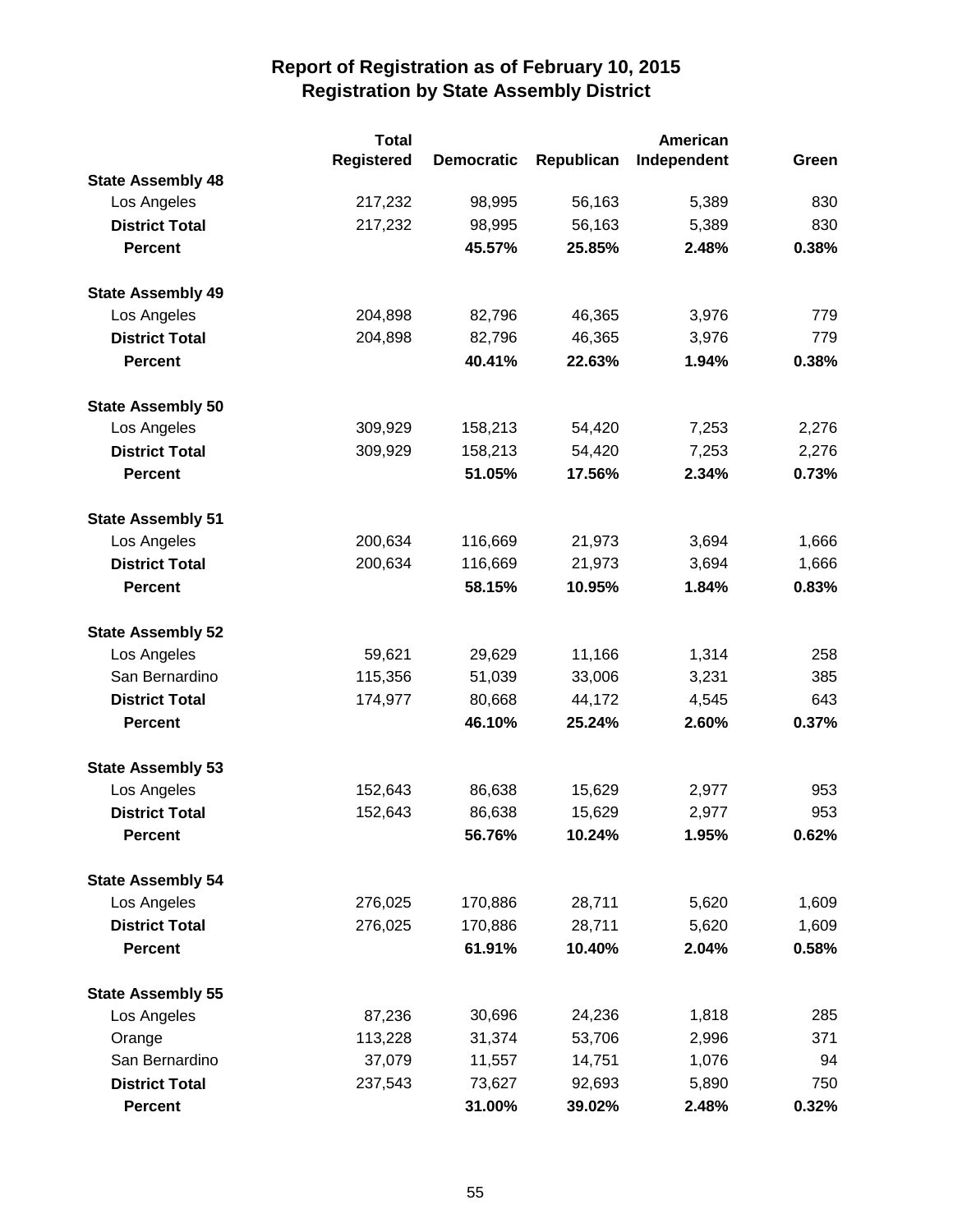# Report of Registration as of February 10, 2015
## Registration by State Assembly District

| | Total Registered | Democratic | Republican | American Independent | Green |
|---|---|---|---|---|---|
| **State Assembly 48** | | | | | |
| Los Angeles | 217,232 | 98,995 | 56,163 | 5,389 | 830 |
| **District Total** | 217,232 | 98,995 | 56,163 | 5,389 | 830 |
| **Percent** | | **45.57%** | **25.85%** | **2.48%** | **0.38%** |
| **State Assembly 49** | | | | | |
| Los Angeles | 204,898 | 82,796 | 46,365 | 3,976 | 779 |
| **District Total** | 204,898 | 82,796 | 46,365 | 3,976 | 779 |
| **Percent** | | **40.41%** | **22.63%** | **1.94%** | **0.38%** |
| **State Assembly 50** | | | | | |
| Los Angeles | 309,929 | 158,213 | 54,420 | 7,253 | 2,276 |
| **District Total** | 309,929 | 158,213 | 54,420 | 7,253 | 2,276 |
| **Percent** | | **51.05%** | **17.56%** | **2.34%** | **0.73%** |
| **State Assembly 51** | | | | | |
| Los Angeles | 200,634 | 116,669 | 21,973 | 3,694 | 1,666 |
| **District Total** | 200,634 | 116,669 | 21,973 | 3,694 | 1,666 |
| **Percent** | | **58.15%** | **10.95%** | **1.84%** | **0.83%** |
| **State Assembly 52** | | | | | |
| Los Angeles | 59,621 | 29,629 | 11,166 | 1,314 | 258 |
| San Bernardino | 115,356 | 51,039 | 33,006 | 3,231 | 385 |
| **District Total** | 174,977 | 80,668 | 44,172 | 4,545 | 643 |
| **Percent** | | **46.10%** | **25.24%** | **2.60%** | **0.37%** |
| **State Assembly 53** | | | | | |
| Los Angeles | 152,643 | 86,638 | 15,629 | 2,977 | 953 |
| **District Total** | 152,643 | 86,638 | 15,629 | 2,977 | 953 |
| **Percent** | | **56.76%** | **10.24%** | **1.95%** | **0.62%** |
| **State Assembly 54** | | | | | |
| Los Angeles | 276,025 | 170,886 | 28,711 | 5,620 | 1,609 |
| **District Total** | 276,025 | 170,886 | 28,711 | 5,620 | 1,609 |
| **Percent** | | **61.91%** | **10.40%** | **2.04%** | **0.58%** |
| **State Assembly 55** | | | | | |
| Los Angeles | 87,236 | 30,696 | 24,236 | 1,818 | 285 |
| Orange | 113,228 | 31,374 | 53,706 | 2,996 | 371 |
| San Bernardino | 37,079 | 11,557 | 14,751 | 1,076 | 94 |
| **District Total** | 237,543 | 73,627 | 92,693 | 5,890 | 750 |
| **Percent** | | **31.00%** | **39.02%** | **2.48%** | **0.32%** |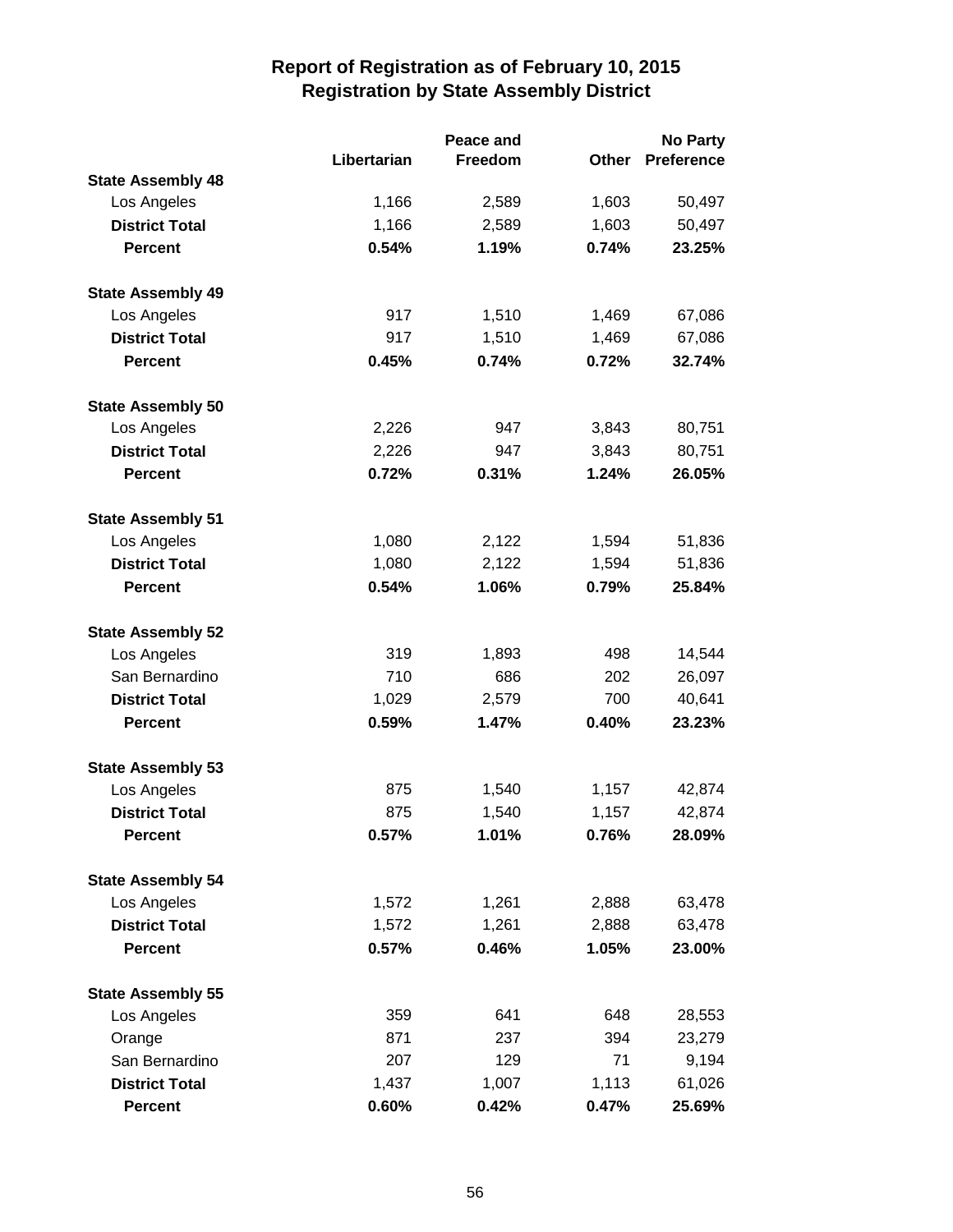# Report of Registration as of February 10, 2015
## Registration by State Assembly District

| | Libertarian | Peace and Freedom | Other | No Party Preference |
|---|---|---|---|---|
| **State Assembly 48** | | | | |
| Los Angeles | 1,166 | 2,589 | 1,603 | 50,497 |
| **District Total** | 1,166 | 2,589 | 1,603 | 50,497 |
| **Percent** | **0.54%** | **1.19%** | **0.74%** | **23.25%** |
| **State Assembly 49** | | | | |
| Los Angeles | 917 | 1,510 | 1,469 | 67,086 |
| **District Total** | 917 | 1,510 | 1,469 | 67,086 |
| **Percent** | **0.45%** | **0.74%** | **0.72%** | **32.74%** |
| **State Assembly 50** | | | | |
| Los Angeles | 2,226 | 947 | 3,843 | 80,751 |
| **District Total** | 2,226 | 947 | 3,843 | 80,751 |
| **Percent** | **0.72%** | **0.31%** | **1.24%** | **26.05%** |
| **State Assembly 51** | | | | |
| Los Angeles | 1,080 | 2,122 | 1,594 | 51,836 |
| **District Total** | 1,080 | 2,122 | 1,594 | 51,836 |
| **Percent** | **0.54%** | **1.06%** | **0.79%** | **25.84%** |
| **State Assembly 52** | | | | |
| Los Angeles | 319 | 1,893 | 498 | 14,544 |
| San Bernardino | 710 | 686 | 202 | 26,097 |
| **District Total** | 1,029 | 2,579 | 700 | 40,641 |
| **Percent** | **0.59%** | **1.47%** | **0.40%** | **23.23%** |
| **State Assembly 53** | | | | |
| Los Angeles | 875 | 1,540 | 1,157 | 42,874 |
| **District Total** | 875 | 1,540 | 1,157 | 42,874 |
| **Percent** | **0.57%** | **1.01%** | **0.76%** | **28.09%** |
| **State Assembly 54** | | | | |
| Los Angeles | 1,572 | 1,261 | 2,888 | 63,478 |
| **District Total** | 1,572 | 1,261 | 2,888 | 63,478 |
| **Percent** | **0.57%** | **0.46%** | **1.05%** | **23.00%** |
| **State Assembly 55** | | | | |
| Los Angeles | 359 | 641 | 648 | 28,553 |
| Orange | 871 | 237 | 394 | 23,279 |
| San Bernardino | 207 | 129 | 71 | 9,194 |
| **District Total** | 1,437 | 1,007 | 1,113 | 61,026 |
| **Percent** | **0.60%** | **0.42%** | **0.47%** | **25.69%** |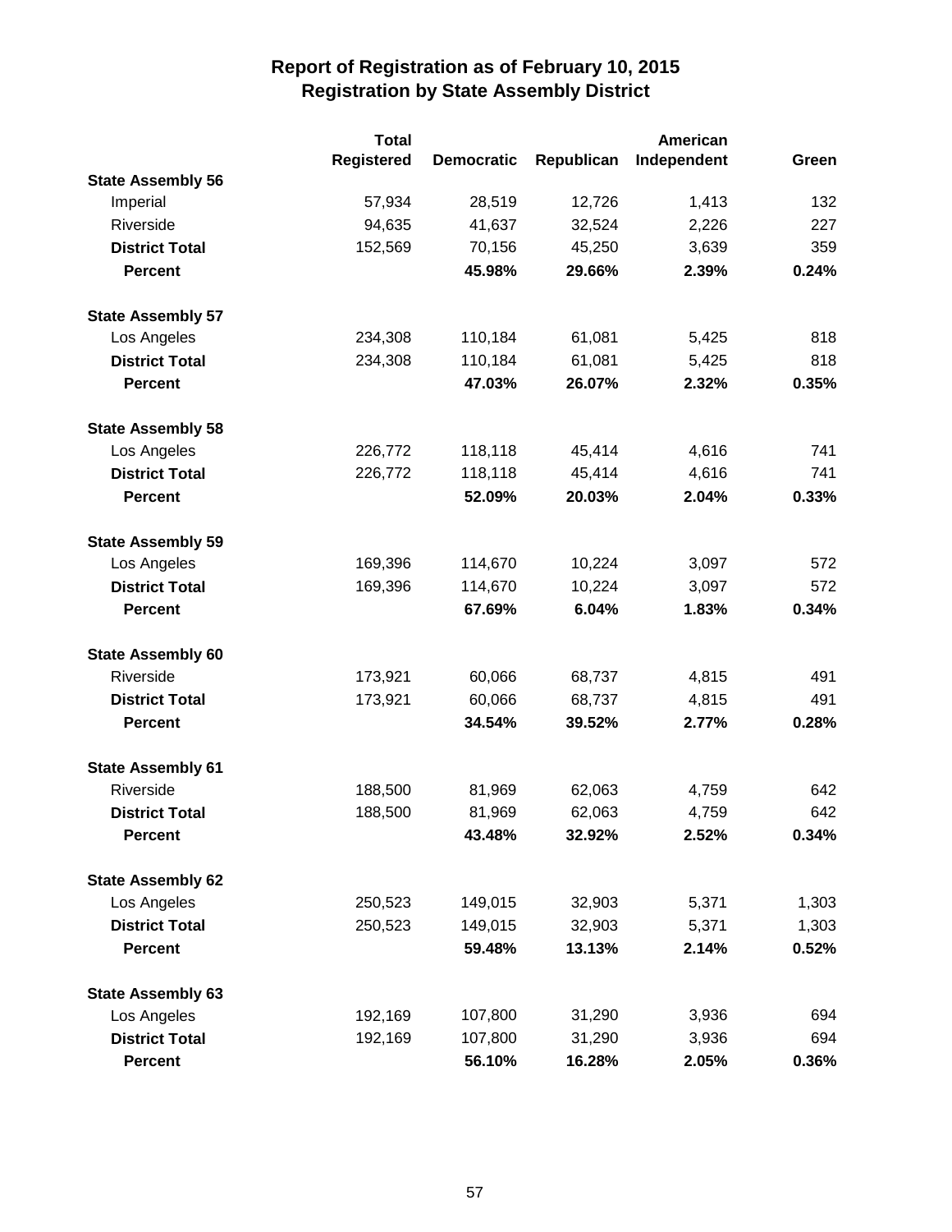# Report of Registration as of February 10, 2015
## Registration by State Assembly District

| | Total Registered | Democratic | Republican | American Independent | Green |
|---|---|---|---|---|---|
| **State Assembly 56** | | | | | |
| Imperial | 57,934 | 28,519 | 12,726 | 1,413 | 132 |
| Riverside | 94,635 | 41,637 | 32,524 | 2,226 | 227 |
| **District Total** | 152,569 | 70,156 | 45,250 | 3,639 | 359 |
| **Percent** | | **45.98%** | **29.66%** | **2.39%** | **0.24%** |
| **State Assembly 57** | | | | | |
| Los Angeles | 234,308 | 110,184 | 61,081 | 5,425 | 818 |
| **District Total** | 234,308 | 110,184 | 61,081 | 5,425 | 818 |
| **Percent** | | **47.03%** | **26.07%** | **2.32%** | **0.35%** |
| **State Assembly 58** | | | | | |
| Los Angeles | 226,772 | 118,118 | 45,414 | 4,616 | 741 |
| **District Total** | 226,772 | 118,118 | 45,414 | 4,616 | 741 |
| **Percent** | | **52.09%** | **20.03%** | **2.04%** | **0.33%** |
| **State Assembly 59** | | | | | |
| Los Angeles | 169,396 | 114,670 | 10,224 | 3,097 | 572 |
| **District Total** | 169,396 | 114,670 | 10,224 | 3,097 | 572 |
| **Percent** | | **67.69%** | **6.04%** | **1.83%** | **0.34%** |
| **State Assembly 60** | | | | | |
| Riverside | 173,921 | 60,066 | 68,737 | 4,815 | 491 |
| **District Total** | 173,921 | 60,066 | 68,737 | 4,815 | 491 |
| **Percent** | | **34.54%** | **39.52%** | **2.77%** | **0.28%** |
| **State Assembly 61** | | | | | |
| Riverside | 188,500 | 81,969 | 62,063 | 4,759 | 642 |
| **District Total** | 188,500 | 81,969 | 62,063 | 4,759 | 642 |
| **Percent** | | **43.48%** | **32.92%** | **2.52%** | **0.34%** |
| **State Assembly 62** | | | | | |
| Los Angeles | 250,523 | 149,015 | 32,903 | 5,371 | 1,303 |
| **District Total** | 250,523 | 149,015 | 32,903 | 5,371 | 1,303 |
| **Percent** | | **59.48%** | **13.13%** | **2.14%** | **0.52%** |
| **State Assembly 63** | | | | | |
| Los Angeles | 192,169 | 107,800 | 31,290 | 3,936 | 694 |
| **District Total** | 192,169 | 107,800 | 31,290 | 3,936 | 694 |
| **Percent** | | **56.10%** | **16.28%** | **2.05%** | **0.36%** |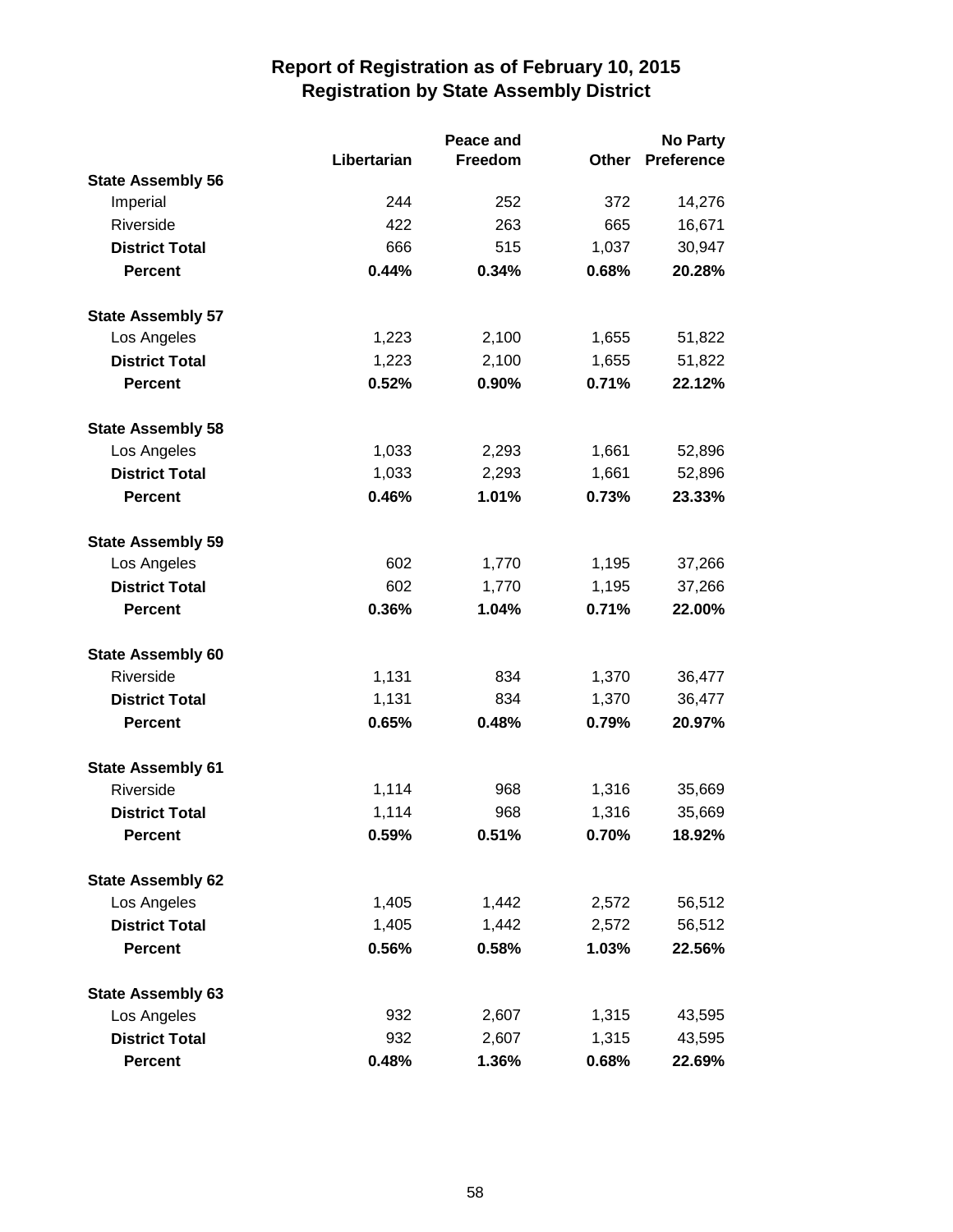# Report of Registration as of February 10, 2015
## Registration by State Assembly District

| | Libertarian | Peace and Freedom | Other | No Party Preference |
|---|---|---|---|---|
| **State Assembly 56** | | | | |
| Imperial | 244 | 252 | 372 | 14,276 |
| Riverside | 422 | 263 | 665 | 16,671 |
| **District Total** | 666 | 515 | 1,037 | 30,947 |
| **Percent** | **0.44%** | **0.34%** | **0.68%** | **20.28%** |
| **State Assembly 57** | | | | |
| Los Angeles | 1,223 | 2,100 | 1,655 | 51,822 |
| **District Total** | 1,223 | 2,100 | 1,655 | 51,822 |
| **Percent** | **0.52%** | **0.90%** | **0.71%** | **22.12%** |
| **State Assembly 58** | | | | |
| Los Angeles | 1,033 | 2,293 | 1,661 | 52,896 |
| **District Total** | 1,033 | 2,293 | 1,661 | 52,896 |
| **Percent** | **0.46%** | **1.01%** | **0.73%** | **23.33%** |
| **State Assembly 59** | | | | |
| Los Angeles | 602 | 1,770 | 1,195 | 37,266 |
| **District Total** | 602 | 1,770 | 1,195 | 37,266 |
| **Percent** | **0.36%** | **1.04%** | **0.71%** | **22.00%** |
| **State Assembly 60** | | | | |
| Riverside | 1,131 | 834 | 1,370 | 36,477 |
| **District Total** | 1,131 | 834 | 1,370 | 36,477 |
| **Percent** | **0.65%** | **0.48%** | **0.79%** | **20.97%** |
| **State Assembly 61** | | | | |
| Riverside | 1,114 | 968 | 1,316 | 35,669 |
| **District Total** | 1,114 | 968 | 1,316 | 35,669 |
| **Percent** | **0.59%** | **0.51%** | **0.70%** | **18.92%** |
| **State Assembly 62** | | | | |
| Los Angeles | 1,405 | 1,442 | 2,572 | 56,512 |
| **District Total** | 1,405 | 1,442 | 2,572 | 56,512 |
| **Percent** | **0.56%** | **0.58%** | **1.03%** | **22.56%** |
| **State Assembly 63** | | | | |
| Los Angeles | 932 | 2,607 | 1,315 | 43,595 |
| **District Total** | 932 | 2,607 | 1,315 | 43,595 |
| **Percent** | **0.48%** | **1.36%** | **0.68%** | **22.69%** |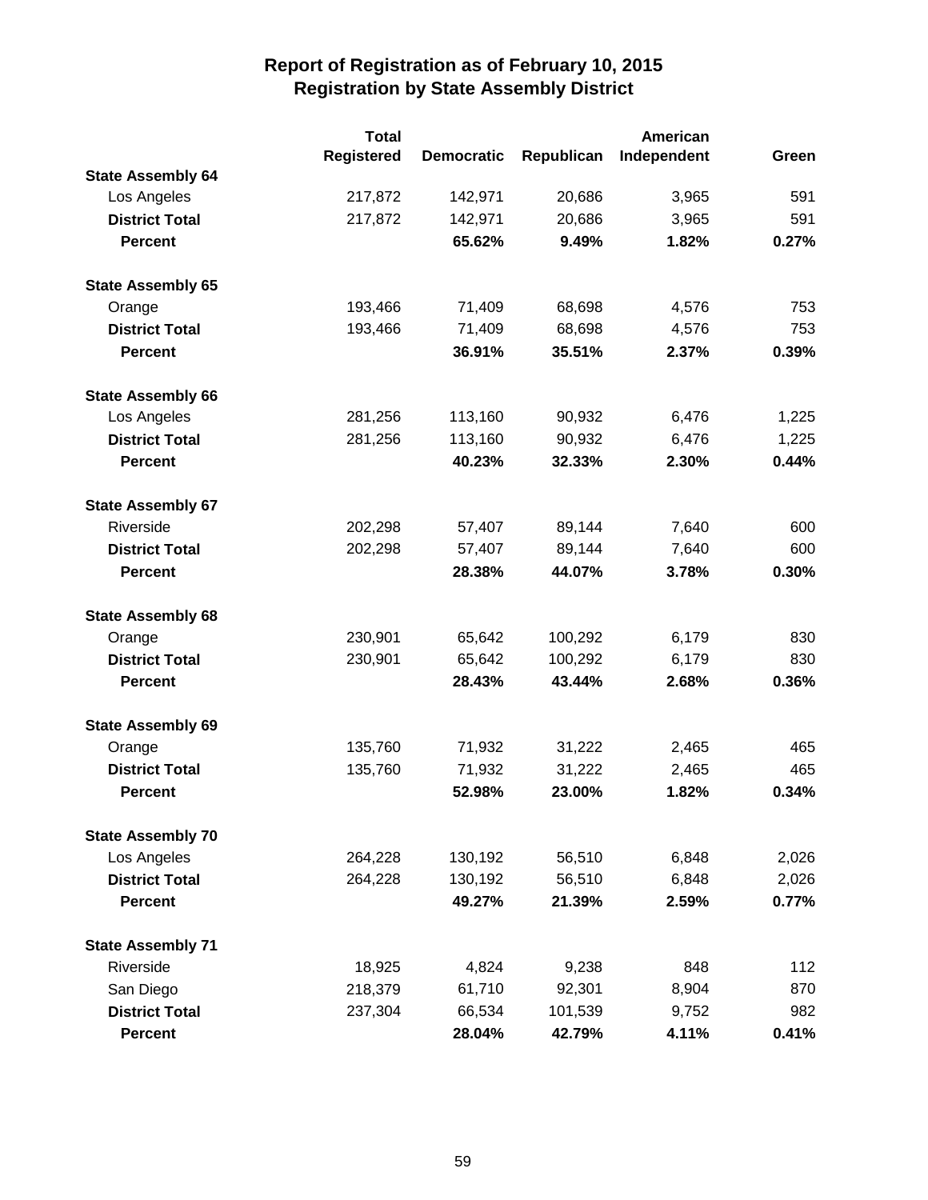# Report of Registration as of February 10, 2015
## Registration by State Assembly District

| | Total Registered | Democratic | Republican | American Independent | Green |
|---|---|---|---|---|---|
| **State Assembly 64** | | | | | |
| Los Angeles | 217,872 | 142,971 | 20,686 | 3,965 | 591 |
| **District Total** | 217,872 | 142,971 | 20,686 | 3,965 | 591 |
| **Percent** | | **65.62%** | **9.49%** | **1.82%** | **0.27%** |
| **State Assembly 65** | | | | | |
| Orange | 193,466 | 71,409 | 68,698 | 4,576 | 753 |
| **District Total** | 193,466 | 71,409 | 68,698 | 4,576 | 753 |
| **Percent** | | **36.91%** | **35.51%** | **2.37%** | **0.39%** |
| **State Assembly 66** | | | | | |
| Los Angeles | 281,256 | 113,160 | 90,932 | 6,476 | 1,225 |
| **District Total** | 281,256 | 113,160 | 90,932 | 6,476 | 1,225 |
| **Percent** | | **40.23%** | **32.33%** | **2.30%** | **0.44%** |
| **State Assembly 67** | | | | | |
| Riverside | 202,298 | 57,407 | 89,144 | 7,640 | 600 |
| **District Total** | 202,298 | 57,407 | 89,144 | 7,640 | 600 |
| **Percent** | | **28.38%** | **44.07%** | **3.78%** | **0.30%** |
| **State Assembly 68** | | | | | |
| Orange | 230,901 | 65,642 | 100,292 | 6,179 | 830 |
| **District Total** | 230,901 | 65,642 | 100,292 | 6,179 | 830 |
| **Percent** | | **28.43%** | **43.44%** | **2.68%** | **0.36%** |
| **State Assembly 69** | | | | | |
| Orange | 135,760 | 71,932 | 31,222 | 2,465 | 465 |
| **District Total** | 135,760 | 71,932 | 31,222 | 2,465 | 465 |
| **Percent** | | **52.98%** | **23.00%** | **1.82%** | **0.34%** |
| **State Assembly 70** | | | | | |
| Los Angeles | 264,228 | 130,192 | 56,510 | 6,848 | 2,026 |
| **District Total** | 264,228 | 130,192 | 56,510 | 6,848 | 2,026 |
| **Percent** | | **49.27%** | **21.39%** | **2.59%** | **0.77%** |
| **State Assembly 71** | | | | | |
| Riverside | 18,925 | 4,824 | 9,238 | 848 | 112 |
| San Diego | 218,379 | 61,710 | 92,301 | 8,904 | 870 |
| **District Total** | 237,304 | 66,534 | 101,539 | 9,752 | 982 |
| **Percent** | | **28.04%** | **42.79%** | **4.11%** | **0.41%** |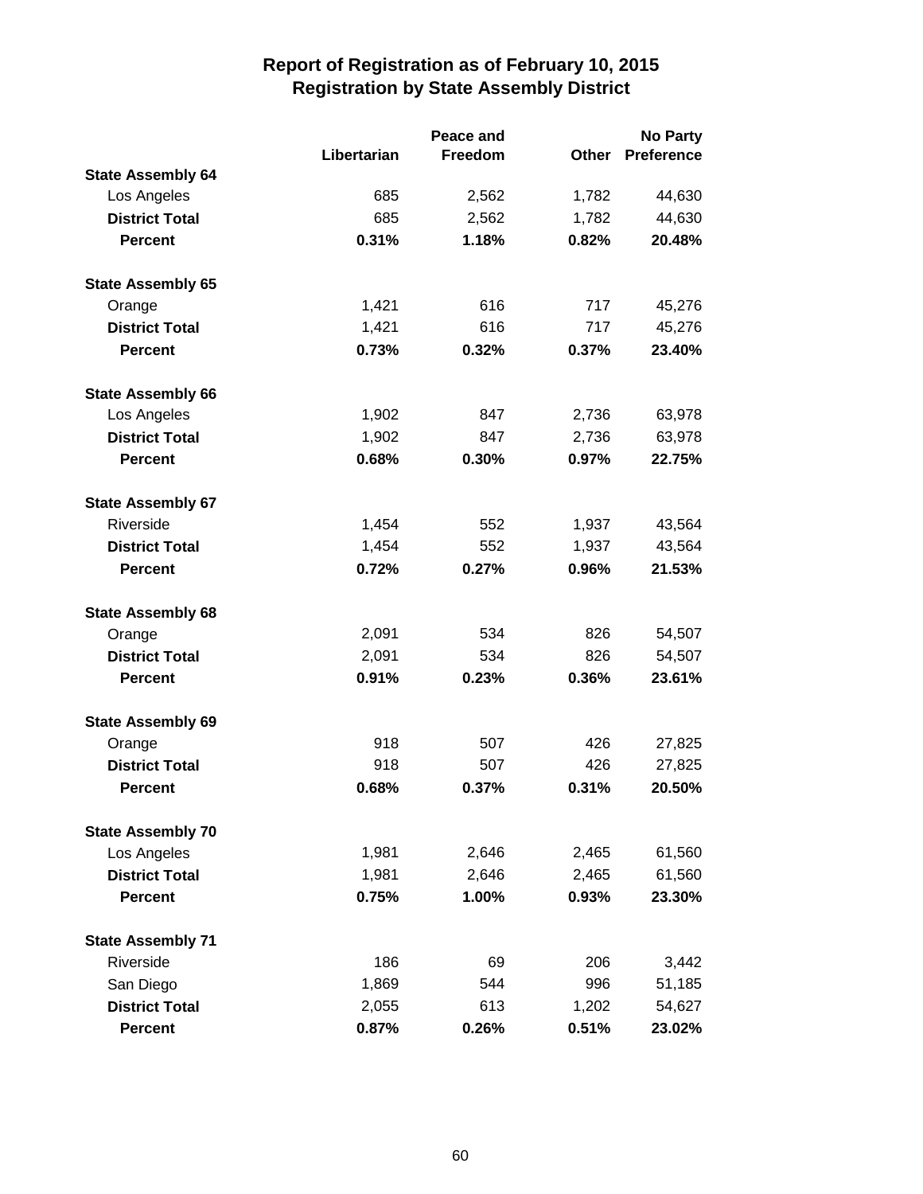# Report of Registration as of February 10, 2015
## Registration by State Assembly District

| | Libertarian | Peace and Freedom | Other | No Party Preference |
|---|---|---|---|---|
| **State Assembly 64** | | | | |
| Los Angeles | 685 | 2,562 | 1,782 | 44,630 |
| **District Total** | 685 | 2,562 | 1,782 | 44,630 |
| **Percent** | **0.31%** | **1.18%** | **0.82%** | **20.48%** |
| **State Assembly 65** | | | | |
| Orange | 1,421 | 616 | 717 | 45,276 |
| **District Total** | 1,421 | 616 | 717 | 45,276 |
| **Percent** | **0.73%** | **0.32%** | **0.37%** | **23.40%** |
| **State Assembly 66** | | | | |
| Los Angeles | 1,902 | 847 | 2,736 | 63,978 |
| **District Total** | 1,902 | 847 | 2,736 | 63,978 |
| **Percent** | **0.68%** | **0.30%** | **0.97%** | **22.75%** |
| **State Assembly 67** | | | | |
| Riverside | 1,454 | 552 | 1,937 | 43,564 |
| **District Total** | 1,454 | 552 | 1,937 | 43,564 |
| **Percent** | **0.72%** | **0.27%** | **0.96%** | **21.53%** |
| **State Assembly 68** | | | | |
| Orange | 2,091 | 534 | 826 | 54,507 |
| **District Total** | 2,091 | 534 | 826 | 54,507 |
| **Percent** | **0.91%** | **0.23%** | **0.36%** | **23.61%** |
| **State Assembly 69** | | | | |
| Orange | 918 | 507 | 426 | 27,825 |
| **District Total** | 918 | 507 | 426 | 27,825 |
| **Percent** | **0.68%** | **0.37%** | **0.31%** | **20.50%** |
| **State Assembly 70** | | | | |
| Los Angeles | 1,981 | 2,646 | 2,465 | 61,560 |
| **District Total** | 1,981 | 2,646 | 2,465 | 61,560 |
| **Percent** | **0.75%** | **1.00%** | **0.93%** | **23.30%** |
| **State Assembly 71** | | | | |
| Riverside | 186 | 69 | 206 | 3,442 |
| San Diego | 1,869 | 544 | 996 | 51,185 |
| **District Total** | 2,055 | 613 | 1,202 | 54,627 |
| **Percent** | **0.87%** | **0.26%** | **0.51%** | **23.02%** |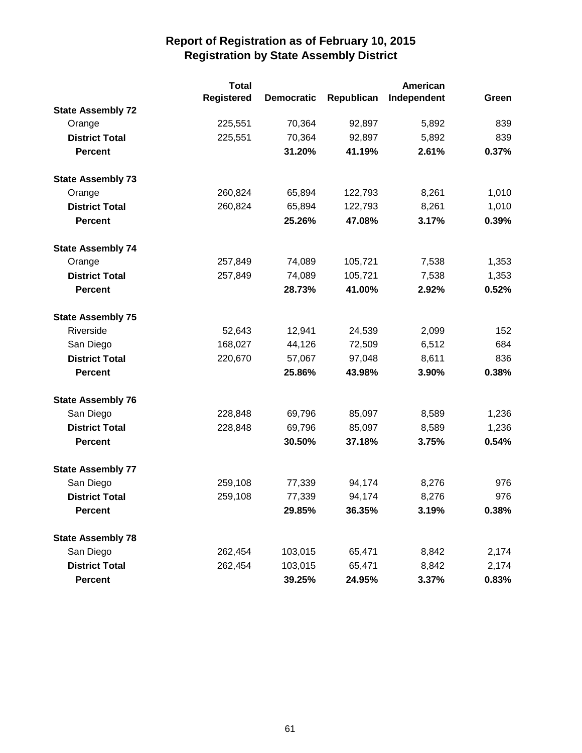# Report of Registration as of February 10, 2015
## Registration by State Assembly District

| | Total Registered | Democratic | Republican | American Independent | Green |
|---|---|---|---|---|---|
| **State Assembly 72** | | | | | |
| Orange | 225,551 | 70,364 | 92,897 | 5,892 | 839 |
| **District Total** | 225,551 | 70,364 | 92,897 | 5,892 | 839 |
| **Percent** | | **31.20%** | **41.19%** | **2.61%** | **0.37%** |
| **State Assembly 73** | | | | | |
| Orange | 260,824 | 65,894 | 122,793 | 8,261 | 1,010 |
| **District Total** | 260,824 | 65,894 | 122,793 | 8,261 | 1,010 |
| **Percent** | | **25.26%** | **47.08%** | **3.17%** | **0.39%** |
| **State Assembly 74** | | | | | |
| Orange | 257,849 | 74,089 | 105,721 | 7,538 | 1,353 |
| **District Total** | 257,849 | 74,089 | 105,721 | 7,538 | 1,353 |
| **Percent** | | **28.73%** | **41.00%** | **2.92%** | **0.52%** |
| **State Assembly 75** | | | | | |
| Riverside | 52,643 | 12,941 | 24,539 | 2,099 | 152 |
| San Diego | 168,027 | 44,126 | 72,509 | 6,512 | 684 |
| **District Total** | 220,670 | 57,067 | 97,048 | 8,611 | 836 |
| **Percent** | | **25.86%** | **43.98%** | **3.90%** | **0.38%** |
| **State Assembly 76** | | | | | |
| San Diego | 228,848 | 69,796 | 85,097 | 8,589 | 1,236 |
| **District Total** | 228,848 | 69,796 | 85,097 | 8,589 | 1,236 |
| **Percent** | | **30.50%** | **37.18%** | **3.75%** | **0.54%** |
| **State Assembly 77** | | | | | |
| San Diego | 259,108 | 77,339 | 94,174 | 8,276 | 976 |
| **District Total** | 259,108 | 77,339 | 94,174 | 8,276 | 976 |
| **Percent** | | **29.85%** | **36.35%** | **3.19%** | **0.38%** |
| **State Assembly 78** | | | | | |
| San Diego | 262,454 | 103,015 | 65,471 | 8,842 | 2,174 |
| **District Total** | 262,454 | 103,015 | 65,471 | 8,842 | 2,174 |
| **Percent** | | **39.25%** | **24.95%** | **3.37%** | **0.83%** |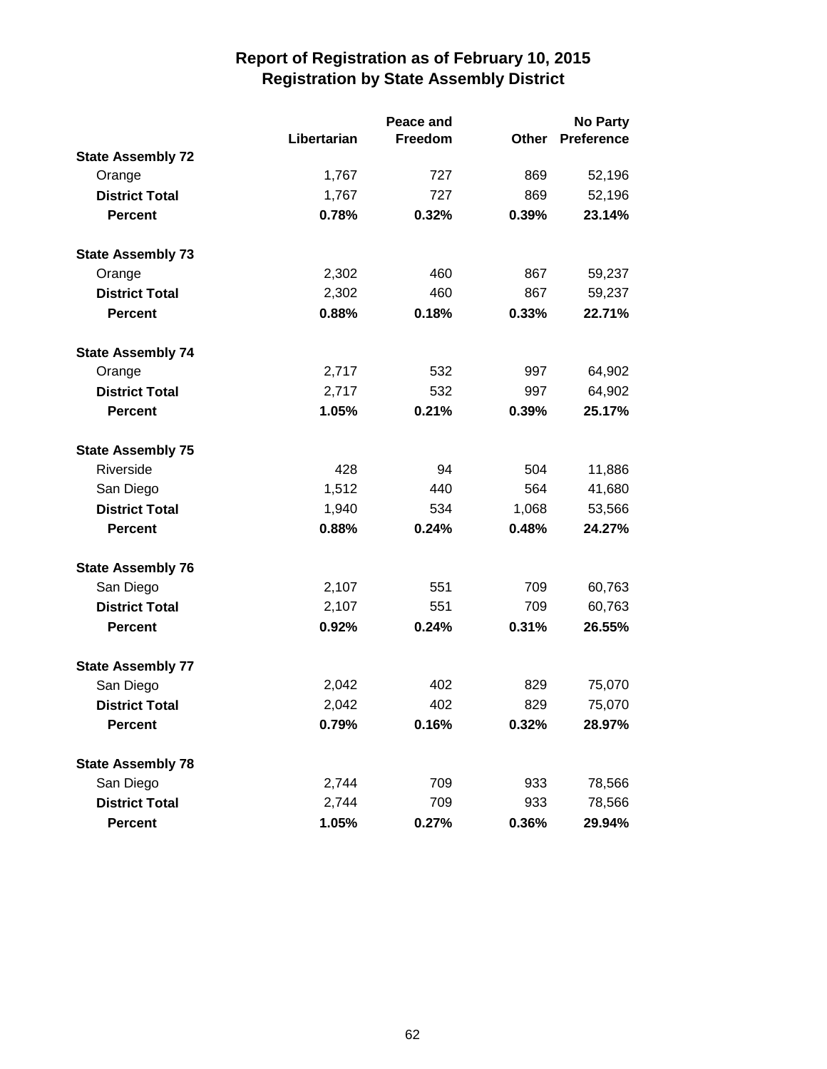# Report of Registration as of February 10, 2015
## Registration by State Assembly District

| | Libertarian | Peace and Freedom | Other | No Party Preference |
|---|---|---|---|---|
| **State Assembly 72** | | | | |
| Orange | 1,767 | 727 | 869 | 52,196 |
| **District Total** | 1,767 | 727 | 869 | 52,196 |
| **Percent** | **0.78%** | **0.32%** | **0.39%** | **23.14%** |
| **State Assembly 73** | | | | |
| Orange | 2,302 | 460 | 867 | 59,237 |
| **District Total** | 2,302 | 460 | 867 | 59,237 |
| **Percent** | **0.88%** | **0.18%** | **0.33%** | **22.71%** |
| **State Assembly 74** | | | | |
| Orange | 2,717 | 532 | 997 | 64,902 |
| **District Total** | 2,717 | 532 | 997 | 64,902 |
| **Percent** | **1.05%** | **0.21%** | **0.39%** | **25.17%** |
| **State Assembly 75** | | | | |
| Riverside | 428 | 94 | 504 | 11,886 |
| San Diego | 1,512 | 440 | 564 | 41,680 |
| **District Total** | 1,940 | 534 | 1,068 | 53,566 |
| **Percent** | **0.88%** | **0.24%** | **0.48%** | **24.27%** |
| **State Assembly 76** | | | | |
| San Diego | 2,107 | 551 | 709 | 60,763 |
| **District Total** | 2,107 | 551 | 709 | 60,763 |
| **Percent** | **0.92%** | **0.24%** | **0.31%** | **26.55%** |
| **State Assembly 77** | | | | |
| San Diego | 2,042 | 402 | 829 | 75,070 |
| **District Total** | 2,042 | 402 | 829 | 75,070 |
| **Percent** | **0.79%** | **0.16%** | **0.32%** | **28.97%** |
| **State Assembly 78** | | | | |
| San Diego | 2,744 | 709 | 933 | 78,566 |
| **District Total** | 2,744 | 709 | 933 | 78,566 |
| **Percent** | **1.05%** | **0.27%** | **0.36%** | **29.94%** |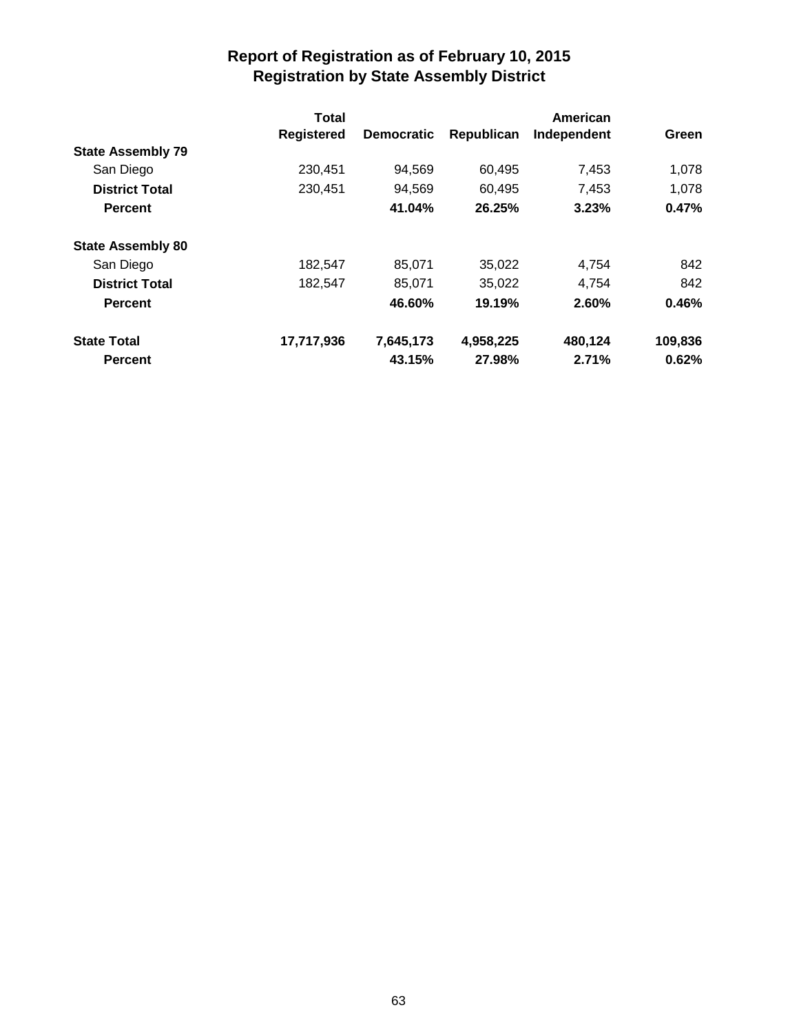# Report of Registration as of February 10, 2015
## Registration by State Assembly District

| | Total Registered | Democratic | Republican | American Independent | Green |
|---|---|---|---|---|---|
| **State Assembly 79** | | | | | |
| San Diego | 230,451 | 94,569 | 60,495 | 7,453 | 1,078 |
| **District Total** | 230,451 | 94,569 | 60,495 | 7,453 | 1,078 |
| **Percent** | | **41.04%** | **26.25%** | **3.23%** | **0.47%** |
| **State Assembly 80** | | | | | |
| San Diego | 182,547 | 85,071 | 35,022 | 4,754 | 842 |
| **District Total** | 182,547 | 85,071 | 35,022 | 4,754 | 842 |
| **Percent** | | **46.60%** | **19.19%** | **2.60%** | **0.46%** |
| **State Total** | **17,717,936** | **7,645,173** | **4,958,225** | **480,124** | **109,836** |
| **Percent** | | **43.15%** | **27.98%** | **2.71%** | **0.62%** |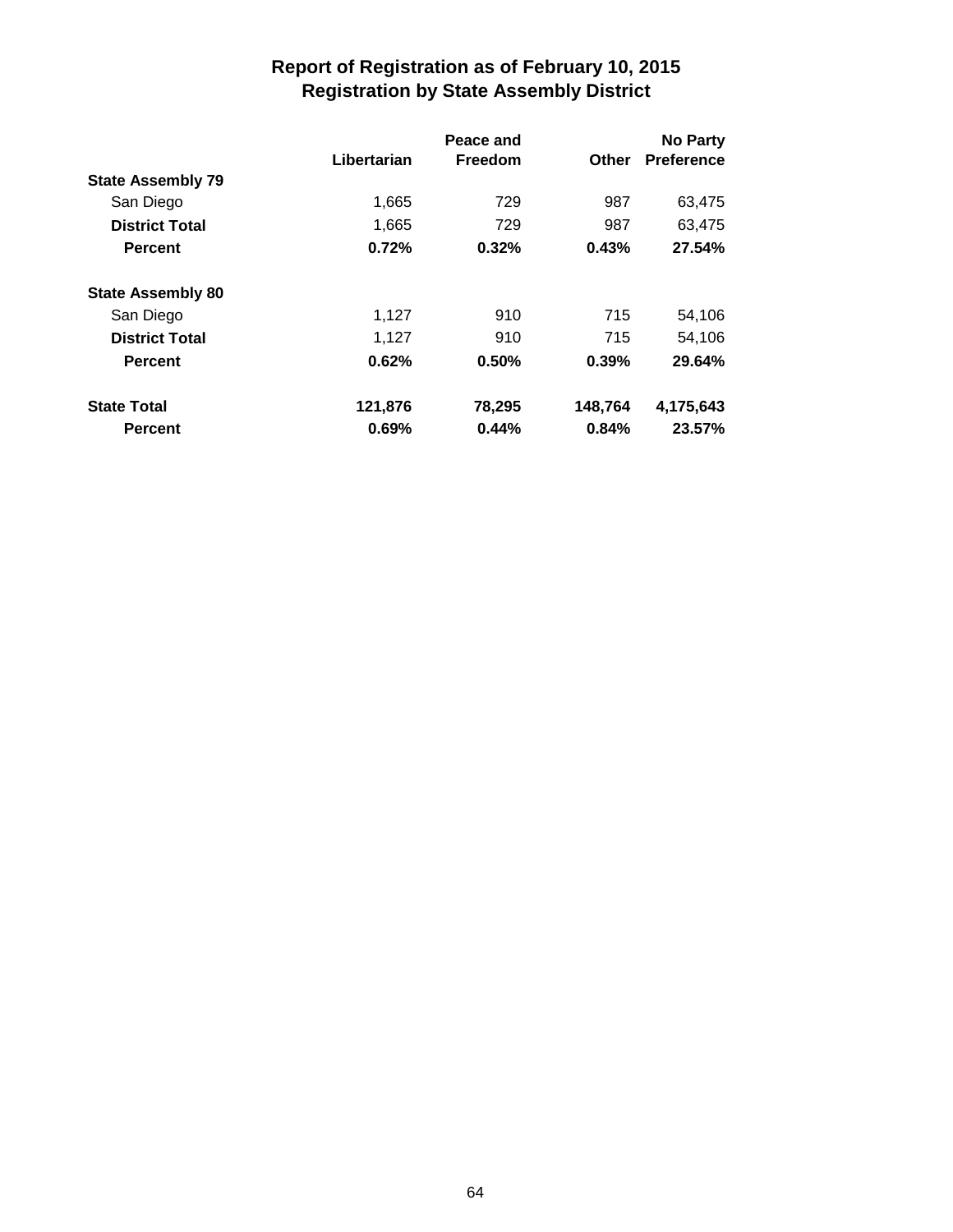# Report of Registration as of February 10, 2015
## Registration by State Assembly District

| | Libertarian | Peace and Freedom | Other | No Party Preference |
|---|---|---|---|---|
| **State Assembly 79** | | | | |
| San Diego | 1,665 | 729 | 987 | 63,475 |
| **District Total** | 1,665 | 729 | 987 | 63,475 |
| **Percent** | **0.72%** | **0.32%** | **0.43%** | **27.54%** |
| **State Assembly 80** | | | | |
| San Diego | 1,127 | 910 | 715 | 54,106 |
| **District Total** | 1,127 | 910 | 715 | 54,106 |
| **Percent** | **0.62%** | **0.50%** | **0.39%** | **29.64%** |
| **State Total** | **121,876** | **78,295** | **148,764** | **4,175,643** |
| **Percent** | **0.69%** | **0.44%** | **0.84%** | **23.57%** |